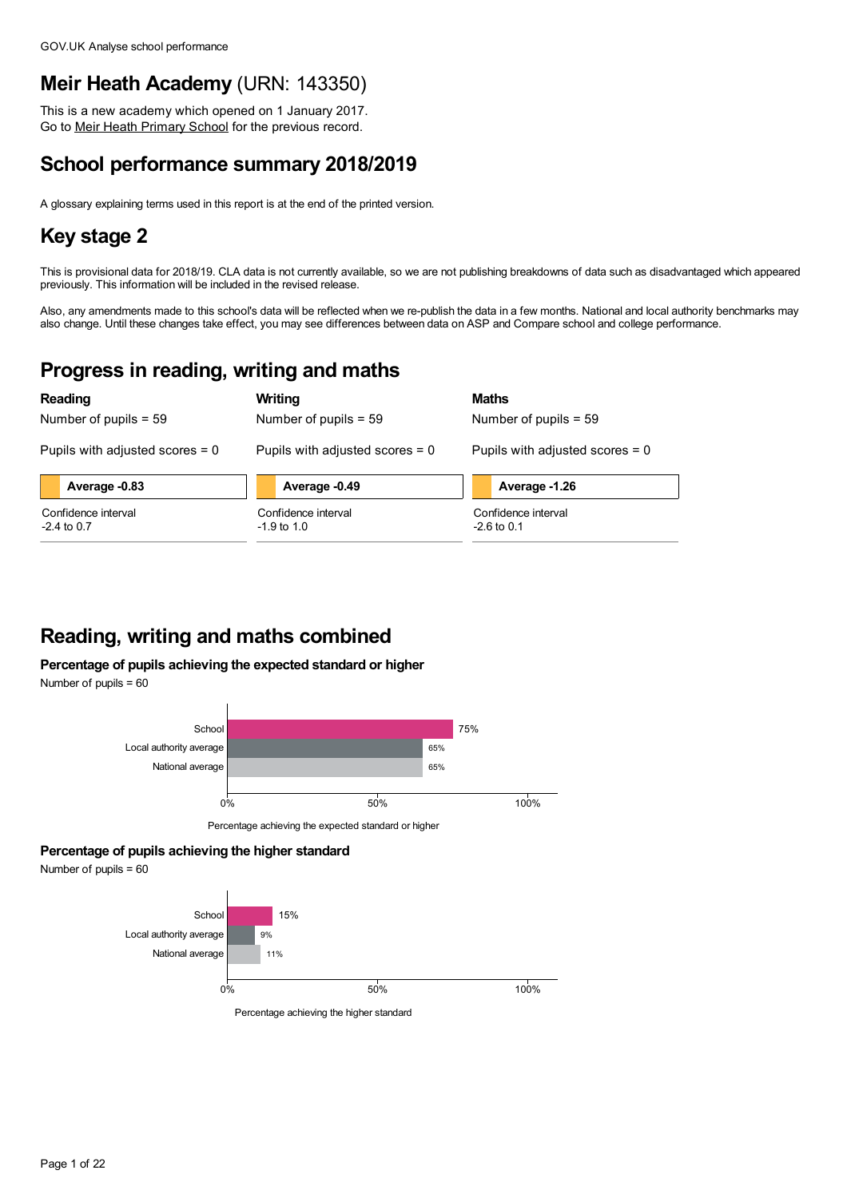# Meir Heath Academy (URN: 143350)

This is a new academy which opened on 1 January 2017.
Go to Meir Heath Primary School for the previous record.

## School performance summary 2018/2019

A glossary explaining terms used in this report is at the end of the printed version.

## Key stage 2

This is provisional data for 2018/19. CLA data is not currently available, so we are not publishing breakdowns of data such as disadvantaged which appeared previously. This information will be included in the revised release.

Also, any amendments made to this school's data will be reflected when we re-publish the data in a few months. National and local authority benchmarks may also change. Until these changes take effect, you may see differences between data on ASP and Compare school and college performance.

## Progress in reading, writing and maths

| Reading | Writing | Maths |
|---|---|---|
| Number of pupils = 59 | Number of pupils = 59 | Number of pupils = 59 |
| Pupils with adjusted scores = 0 | Pupils with adjusted scores = 0 | Pupils with adjusted scores = 0 |
| **Average -0.83** | **Average -0.49** | **Average -1.26** |
| Confidence interval -2.4 to 0.7 | Confidence interval -1.9 to 1.0 | Confidence interval -2.6 to 0.1 |

## Reading, writing and maths combined

### Percentage of pupils achieving the expected standard or higher

Number of pupils = 60

| | Percentage achieving the expected standard or higher |
|---|---|
| School | 75% |
| Local authority average | 65% |
| National average | 65% |

### Percentage of pupils achieving the higher standard

Number of pupils = 60

| | Percentage achieving the higher standard |
|---|---|
| School | 15% |
| Local authority average | 9% |
| National average | 11% |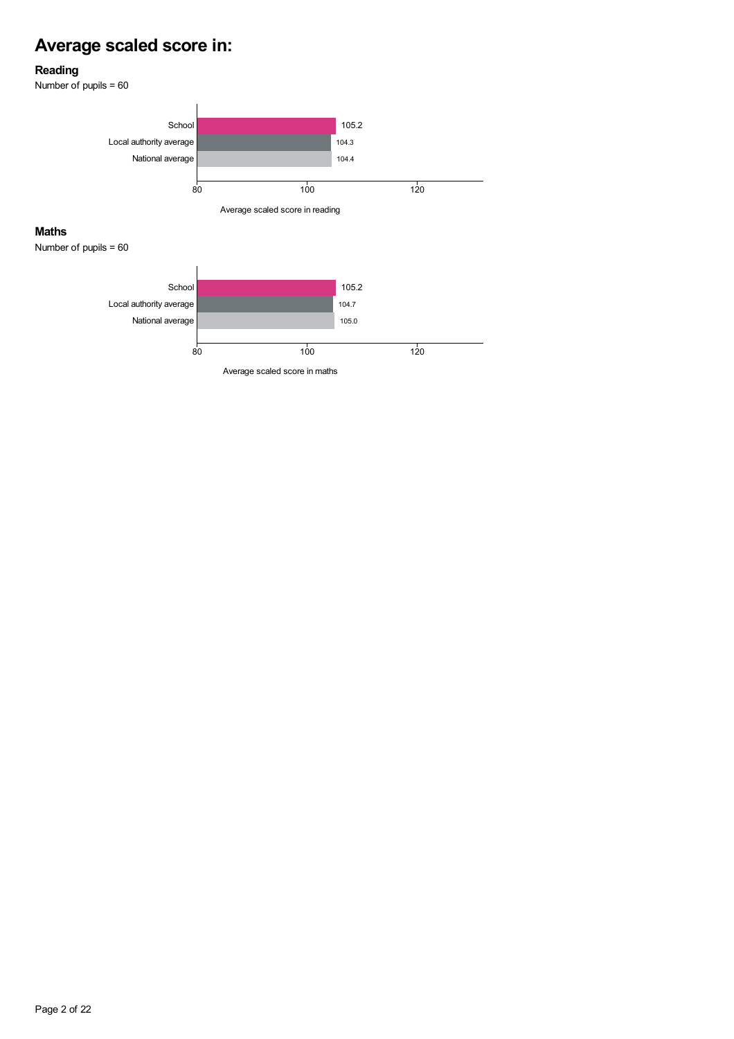# Average scaled score in:

### Reading

Number of pupils = 60

| | Average scaled score in reading |
|---|---|
| School | 105.2 |
| Local authority average | 104.3 |
| National average | 104.4 |

### Maths

Number of pupils = 60

| | Average scaled score in maths |
|---|---|
| School | 105.2 |
| Local authority average | 104.7 |
| National average | 105.0 |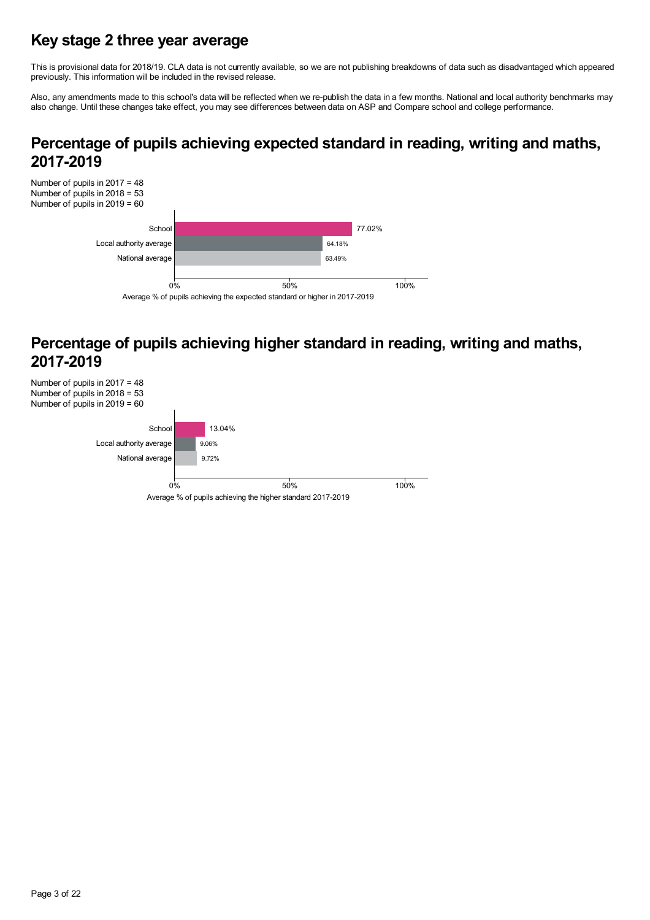# Key stage 2 three year average

This is provisional data for 2018/19. CLA data is not currently available, so we are not publishing breakdowns of data such as disadvantaged which appeared previously. This information will be included in the revised release.

Also, any amendments made to this school's data will be reflected when we re-publish the data in a few months. National and local authority benchmarks may also change. Until these changes take effect, you may see differences between data on ASP and Compare school and college performance.

## Percentage of pupils achieving expected standard in reading, writing and maths, 2017-2019

Number of pupils in 2017 = 48
Number of pupils in 2018 = 53
Number of pupils in 2019 = 60

| | Average % of pupils achieving the expected standard or higher in 2017-2019 |
|---|---|
| School | 77.02% |
| Local authority average | 64.18% |
| National average | 63.49% |

## Percentage of pupils achieving higher standard in reading, writing and maths, 2017-2019

Number of pupils in 2017 = 48
Number of pupils in 2018 = 53
Number of pupils in 2019 = 60

| | Average % of pupils achieving the higher standard 2017-2019 |
|---|---|
| School | 13.04% |
| Local authority average | 9.06% |
| National average | 9.72% |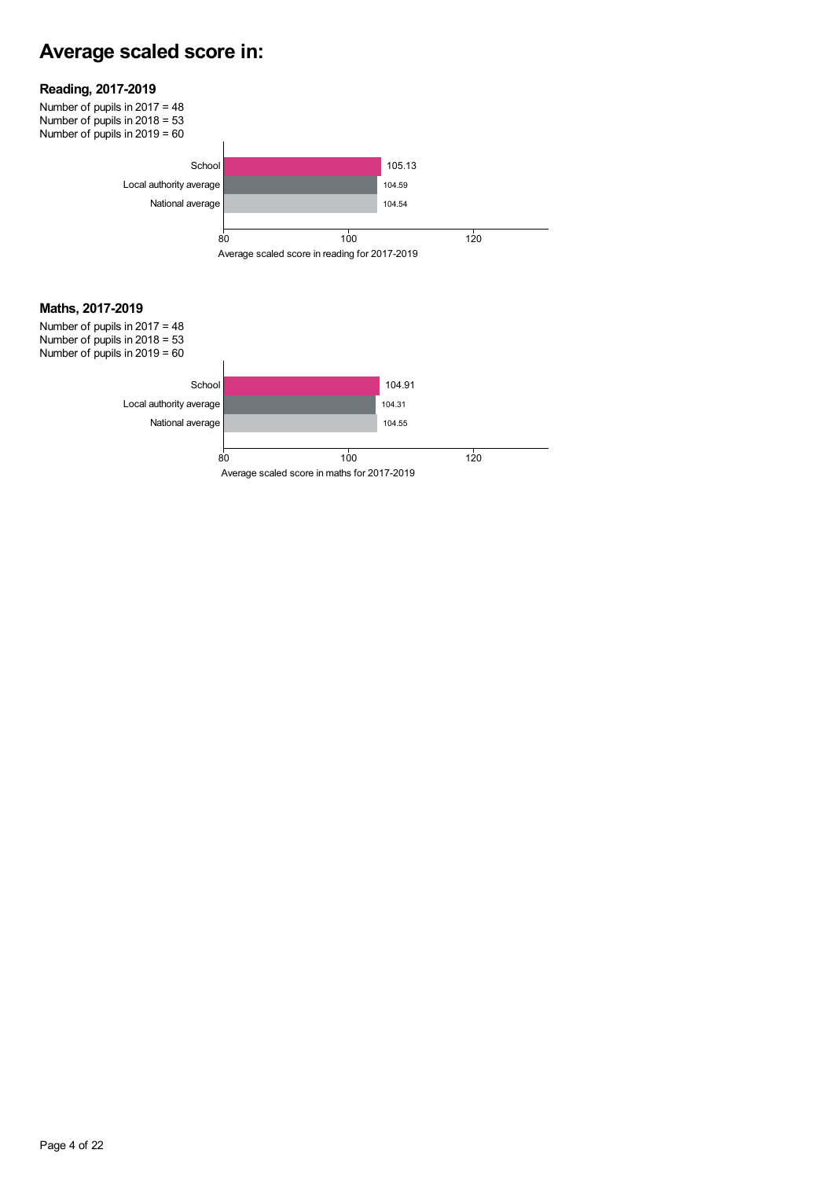# Average scaled score in:

### Reading, 2017-2019

Number of pupils in 2017 = 48
Number of pupils in 2018 = 53
Number of pupils in 2019 = 60

| | Average scaled score in reading for 2017-2019 |
|---|---|
| School | 105.13 |
| Local authority average | 104.59 |
| National average | 104.54 |

### Maths, 2017-2019

Number of pupils in 2017 = 48
Number of pupils in 2018 = 53
Number of pupils in 2019 = 60

| | Average scaled score in maths for 2017-2019 |
|---|---|
| School | 104.91 |
| Local authority average | 104.31 |
| National average | 104.55 |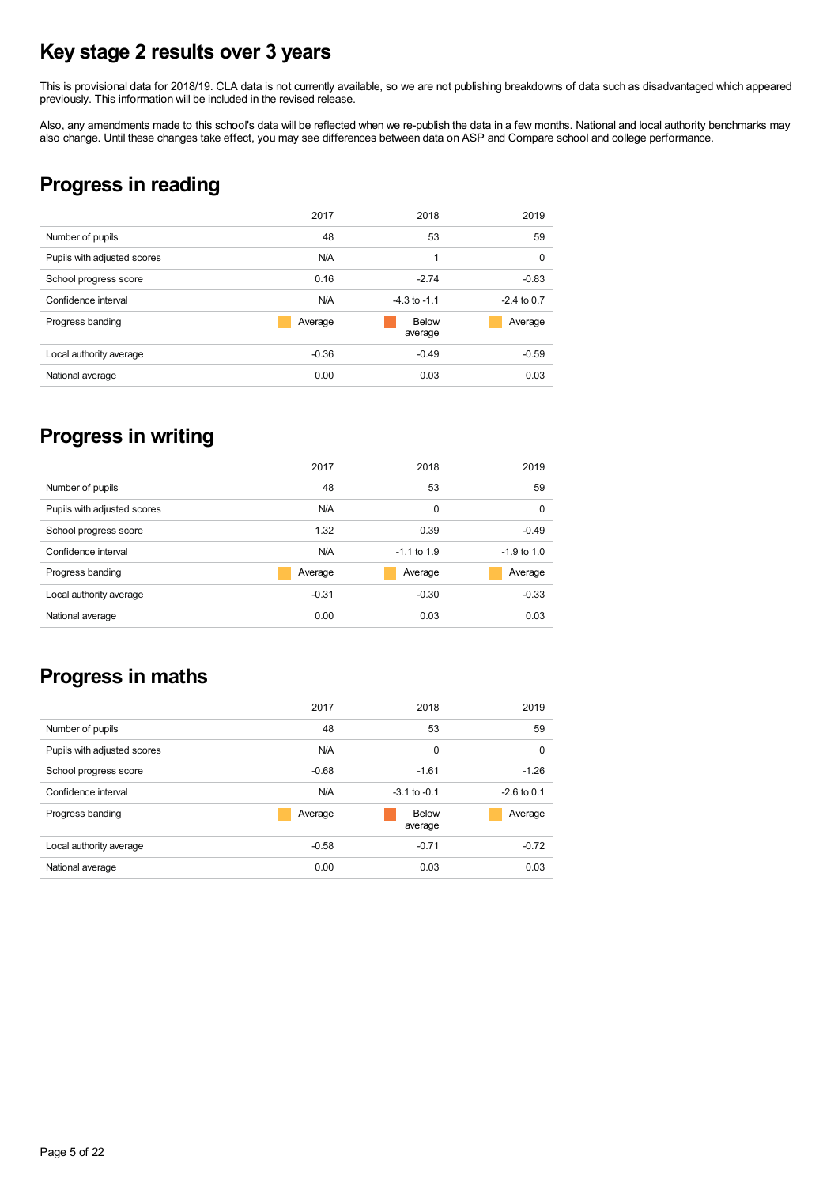# Key stage 2 results over 3 years

This is provisional data for 2018/19. CLA data is not currently available, so we are not publishing breakdowns of data such as disadvantaged which appeared previously. This information will be included in the revised release.

Also, any amendments made to this school's data will be reflected when we re-publish the data in a few months. National and local authority benchmarks may also change. Until these changes take effect, you may see differences between data on ASP and Compare school and college performance.

## Progress in reading

| | 2017 | 2018 | 2019 |
|---|---|---|---|
| Number of pupils | 48 | 53 | 59 |
| Pupils with adjusted scores | N/A | 1 | 0 |
| School progress score | 0.16 | -2.74 | -0.83 |
| Confidence interval | N/A | -4.3 to -1.1 | -2.4 to 0.7 |
| Progress banding | Average | Below average | Average |
| Local authority average | -0.36 | -0.49 | -0.59 |
| National average | 0.00 | 0.03 | 0.03 |

## Progress in writing

| | 2017 | 2018 | 2019 |
|---|---|---|---|
| Number of pupils | 48 | 53 | 59 |
| Pupils with adjusted scores | N/A | 0 | 0 |
| School progress score | 1.32 | 0.39 | -0.49 |
| Confidence interval | N/A | -1.1 to 1.9 | -1.9 to 1.0 |
| Progress banding | Average | Average | Average |
| Local authority average | -0.31 | -0.30 | -0.33 |
| National average | 0.00 | 0.03 | 0.03 |

## Progress in maths

| | 2017 | 2018 | 2019 |
|---|---|---|---|
| Number of pupils | 48 | 53 | 59 |
| Pupils with adjusted scores | N/A | 0 | 0 |
| School progress score | -0.68 | -1.61 | -1.26 |
| Confidence interval | N/A | -3.1 to -0.1 | -2.6 to 0.1 |
| Progress banding | Average | Below average | Average |
| Local authority average | -0.58 | -0.71 | -0.72 |
| National average | 0.00 | 0.03 | 0.03 |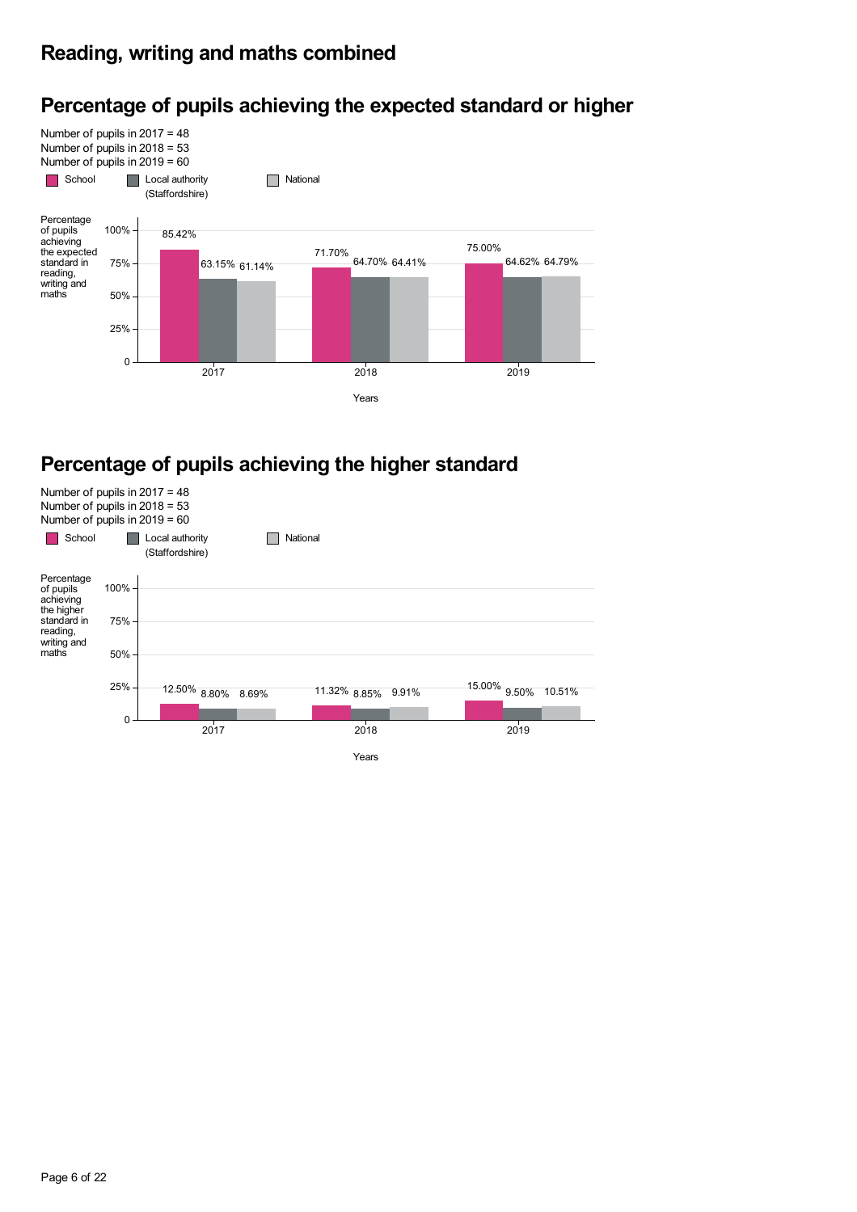## Reading, writing and maths combined

## Percentage of pupils achieving the expected standard or higher

Number of pupils in 2017 = 48
Number of pupils in 2018 = 53
Number of pupils in 2019 = 60

Percentage of pupils achieving the expected standard in reading, writing and maths

| Years | School | Local authority (Staffordshire) | National |
| --- | --- | --- | --- |
| 2017 | 85.42% | 63.15% | 61.14% |
| 2018 | 71.70% | 64.70% | 64.41% |
| 2019 | 75.00% | 64.62% | 64.79% |

## Percentage of pupils achieving the higher standard

Number of pupils in 2017 = 48
Number of pupils in 2018 = 53
Number of pupils in 2019 = 60

Percentage of pupils achieving the higher standard in reading, writing and maths

| Years | School | Local authority (Staffordshire) | National |
| --- | --- | --- | --- |
| 2017 | 12.50% | 8.80% | 8.69% |
| 2018 | 11.32% | 8.85% | 9.91% |
| 2019 | 15.00% | 9.50% | 10.51% |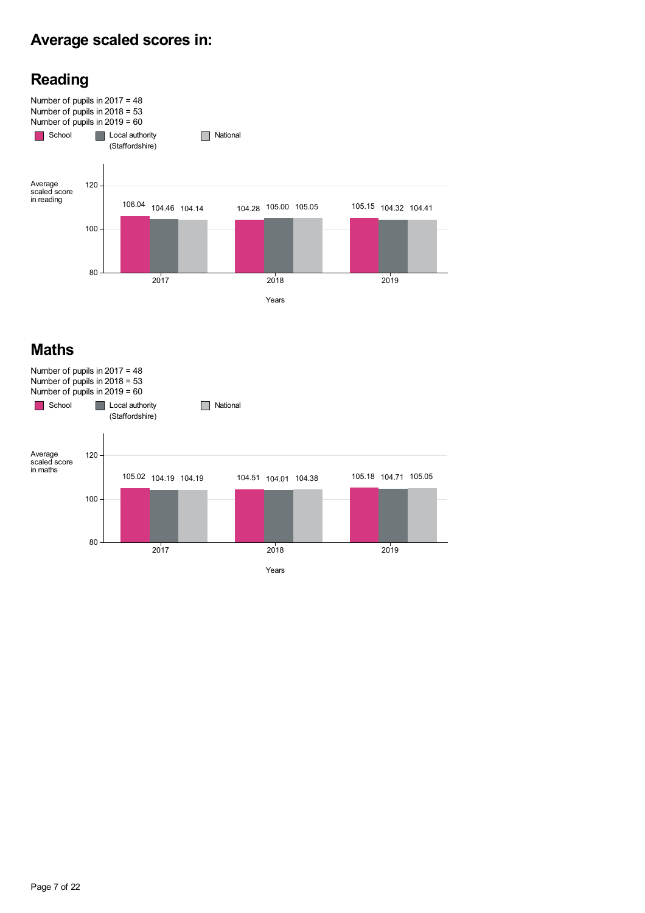# Average scaled scores in:

## Reading

Number of pupils in 2017 = 48
Number of pupils in 2018 = 53
Number of pupils in 2019 = 60

| Years | School | Local authority (Staffordshire) | National |
|---|---|---|---|
| 2017 | 106.04 | 104.46 | 104.14 |
| 2018 | 104.28 | 105.00 | 105.05 |
| 2019 | 105.15 | 104.32 | 104.41 |

## Maths

Number of pupils in 2017 = 48
Number of pupils in 2018 = 53
Number of pupils in 2019 = 60

| Years | School | Local authority (Staffordshire) | National |
|---|---|---|---|
| 2017 | 105.02 | 104.19 | 104.19 |
| 2018 | 104.51 | 104.01 | 104.38 |
| 2019 | 105.18 | 104.71 | 105.05 |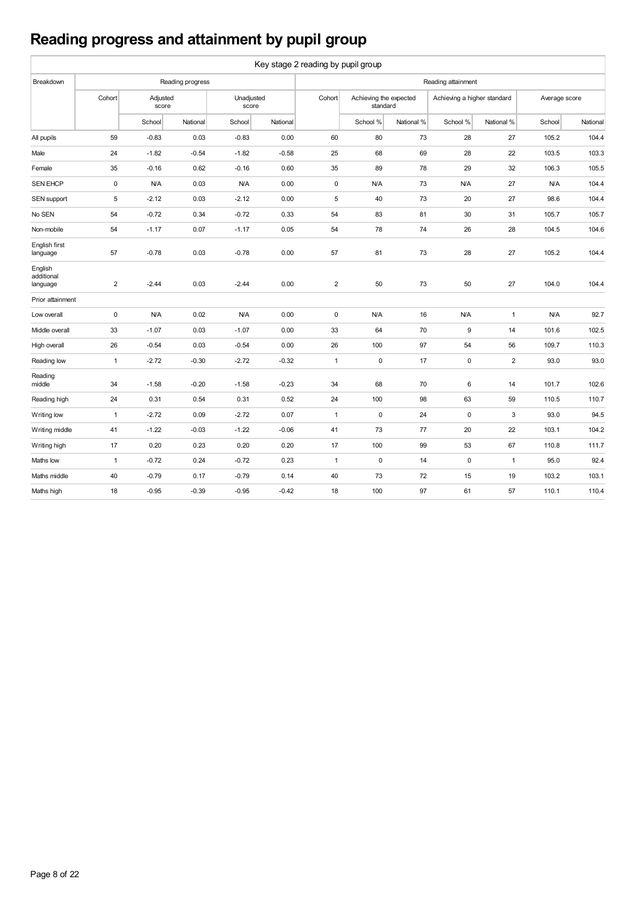# Reading progress and attainment by pupil group

| Key stage 2 reading by pupil group | | | | | | | | | | | | | |
|---|---|---|---|---|---|---|---|---|---|---|---|---|---|
| Breakdown | Reading progress | | | | | Reading attainment | | | | | | | |
| | Cohort | Adjusted score | | Unadjusted score | | Cohort | Achieving the expected standard | | Achieving a higher standard | | Average score | |
| | | School | National | School | National | | School % | National % | School % | National % | School | National |
| All pupils | 59 | -0.83 | 0.03 | -0.83 | 0.00 | 60 | 80 | 73 | 28 | 27 | 105.2 | 104.4 |
| Male | 24 | -1.82 | -0.54 | -1.82 | -0.58 | 25 | 68 | 69 | 28 | 22 | 103.5 | 103.3 |
| Female | 35 | -0.16 | 0.62 | -0.16 | 0.60 | 35 | 89 | 78 | 29 | 32 | 106.3 | 105.5 |
| SEN EHCP | 0 | N/A | 0.03 | N/A | 0.00 | 0 | N/A | 73 | N/A | 27 | N/A | 104.4 |
| SEN support | 5 | -2.12 | 0.03 | -2.12 | 0.00 | 5 | 40 | 73 | 20 | 27 | 98.6 | 104.4 |
| No SEN | 54 | -0.72 | 0.34 | -0.72 | 0.33 | 54 | 83 | 81 | 30 | 31 | 105.7 | 105.7 |
| Non-mobile | 54 | -1.17 | 0.07 | -1.17 | 0.05 | 54 | 78 | 74 | 26 | 28 | 104.5 | 104.6 |
| English first language | 57 | -0.78 | 0.03 | -0.78 | 0.00 | 57 | 81 | 73 | 28 | 27 | 105.2 | 104.4 |
| English additional language | 2 | -2.44 | 0.03 | -2.44 | 0.00 | 2 | 50 | 73 | 50 | 27 | 104.0 | 104.4 |
| Prior attainment | | | | | | | | | | | | |
| Low overall | 0 | N/A | 0.02 | N/A | 0.00 | 0 | N/A | 16 | N/A | 1 | N/A | 92.7 |
| Middle overall | 33 | -1.07 | 0.03 | -1.07 | 0.00 | 33 | 64 | 70 | 9 | 14 | 101.6 | 102.5 |
| High overall | 26 | -0.54 | 0.03 | -0.54 | 0.00 | 26 | 100 | 97 | 54 | 56 | 109.7 | 110.3 |
| Reading low | 1 | -2.72 | -0.30 | -2.72 | -0.32 | 1 | 0 | 17 | 0 | 2 | 93.0 | 93.0 |
| Reading middle | 34 | -1.58 | -0.20 | -1.58 | -0.23 | 34 | 68 | 70 | 6 | 14 | 101.7 | 102.6 |
| Reading high | 24 | 0.31 | 0.54 | 0.31 | 0.52 | 24 | 100 | 98 | 63 | 59 | 110.5 | 110.7 |
| Writing low | 1 | -2.72 | 0.09 | -2.72 | 0.07 | 1 | 0 | 24 | 0 | 3 | 93.0 | 94.5 |
| Writing middle | 41 | -1.22 | -0.03 | -1.22 | -0.06 | 41 | 73 | 77 | 20 | 22 | 103.1 | 104.2 |
| Writing high | 17 | 0.20 | 0.23 | 0.20 | 0.20 | 17 | 100 | 99 | 53 | 67 | 110.8 | 111.7 |
| Maths low | 1 | -0.72 | 0.24 | -0.72 | 0.23 | 1 | 0 | 14 | 0 | 1 | 95.0 | 92.4 |
| Maths middle | 40 | -0.79 | 0.17 | -0.79 | 0.14 | 40 | 73 | 72 | 15 | 19 | 103.2 | 103.1 |
| Maths high | 18 | -0.95 | -0.39 | -0.95 | -0.42 | 18 | 100 | 97 | 61 | 57 | 110.1 | 110.4 |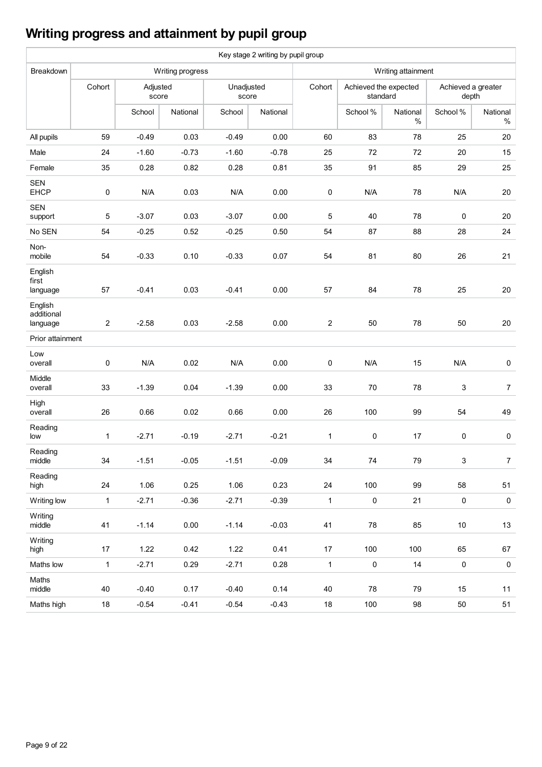# Writing progress and attainment by pupil group

| Key stage 2 writing by pupil group | | | | | | | | | | |
|---|---|---|---|---|---|---|---|---|---|---|
| Breakdown | Writing progress | | | | | Writing attainment | | | | |
| | Cohort | Adjusted score | | Unadjusted score | | Cohort | Achieved the expected standard | | Achieved a greater depth | |
| | | School | National | School | National | | School % | National % | School % | National % |
| All pupils | 59 | -0.49 | 0.03 | -0.49 | 0.00 | 60 | 83 | 78 | 25 | 20 |
| Male | 24 | -1.60 | -0.73 | -1.60 | -0.78 | 25 | 72 | 72 | 20 | 15 |
| Female | 35 | 0.28 | 0.82 | 0.28 | 0.81 | 35 | 91 | 85 | 29 | 25 |
| SEN EHCP | 0 | N/A | 0.03 | N/A | 0.00 | 0 | N/A | 78 | N/A | 20 |
| SEN support | 5 | -3.07 | 0.03 | -3.07 | 0.00 | 5 | 40 | 78 | 0 | 20 |
| No SEN | 54 | -0.25 | 0.52 | -0.25 | 0.50 | 54 | 87 | 88 | 28 | 24 |
| Non-mobile | 54 | -0.33 | 0.10 | -0.33 | 0.07 | 54 | 81 | 80 | 26 | 21 |
| English first language | 57 | -0.41 | 0.03 | -0.41 | 0.00 | 57 | 84 | 78 | 25 | 20 |
| English additional language | 2 | -2.58 | 0.03 | -2.58 | 0.00 | 2 | 50 | 78 | 50 | 20 |
| Prior attainment | | | | | | | | | | |
| Low overall | 0 | N/A | 0.02 | N/A | 0.00 | 0 | N/A | 15 | N/A | 0 |
| Middle overall | 33 | -1.39 | 0.04 | -1.39 | 0.00 | 33 | 70 | 78 | 3 | 7 |
| High overall | 26 | 0.66 | 0.02 | 0.66 | 0.00 | 26 | 100 | 99 | 54 | 49 |
| Reading low | 1 | -2.71 | -0.19 | -2.71 | -0.21 | 1 | 0 | 17 | 0 | 0 |
| Reading middle | 34 | -1.51 | -0.05 | -1.51 | -0.09 | 34 | 74 | 79 | 3 | 7 |
| Reading high | 24 | 1.06 | 0.25 | 1.06 | 0.23 | 24 | 100 | 99 | 58 | 51 |
| Writing low | 1 | -2.71 | -0.36 | -2.71 | -0.39 | 1 | 0 | 21 | 0 | 0 |
| Writing middle | 41 | -1.14 | 0.00 | -1.14 | -0.03 | 41 | 78 | 85 | 10 | 13 |
| Writing high | 17 | 1.22 | 0.42 | 1.22 | 0.41 | 17 | 100 | 100 | 65 | 67 |
| Maths low | 1 | -2.71 | 0.29 | -2.71 | 0.28 | 1 | 0 | 14 | 0 | 0 |
| Maths middle | 40 | -0.40 | 0.17 | -0.40 | 0.14 | 40 | 78 | 79 | 15 | 11 |
| Maths high | 18 | -0.54 | -0.41 | -0.54 | -0.43 | 18 | 100 | 98 | 50 | 51 |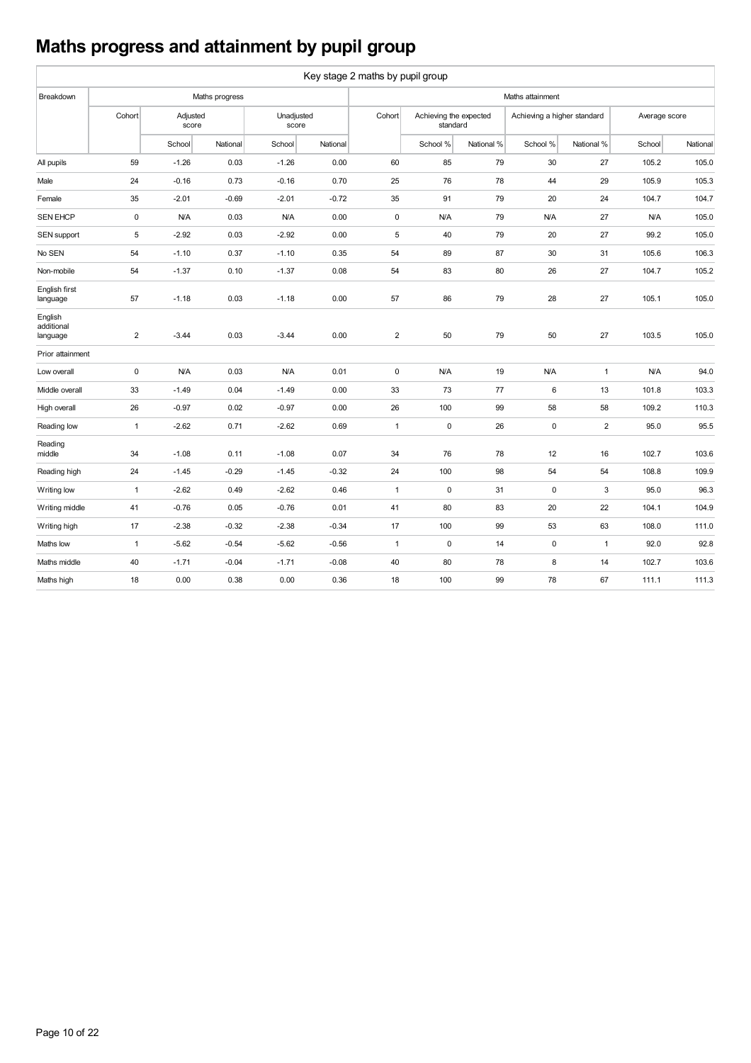# Maths progress and attainment by pupil group

| Key stage 2 maths by pupil group | | | | | | | | | | | | |
|---|---|---|---|---|---|---|---|---|---|---|---|---|
| Breakdown | Maths progress | | | | | Maths attainment | | | | | | |
| | Cohort | Adjusted score | | Unadjusted score | | Cohort | Achieving the expected standard | | Achieving a higher standard | | Average score | |
| | | School | National | School | National | | School % | National % | School % | National % | School | National |
| All pupils | 59 | -1.26 | 0.03 | -1.26 | 0.00 | 60 | 85 | 79 | 30 | 27 | 105.2 | 105.0 |
| Male | 24 | -0.16 | 0.73 | -0.16 | 0.70 | 25 | 76 | 78 | 44 | 29 | 105.9 | 105.3 |
| Female | 35 | -2.01 | -0.69 | -2.01 | -0.72 | 35 | 91 | 79 | 20 | 24 | 104.7 | 104.7 |
| SEN EHCP | 0 | N/A | 0.03 | N/A | 0.00 | 0 | N/A | 79 | N/A | 27 | N/A | 105.0 |
| SEN support | 5 | -2.92 | 0.03 | -2.92 | 0.00 | 5 | 40 | 79 | 20 | 27 | 99.2 | 105.0 |
| No SEN | 54 | -1.10 | 0.37 | -1.10 | 0.35 | 54 | 89 | 87 | 30 | 31 | 105.6 | 106.3 |
| Non-mobile | 54 | -1.37 | 0.10 | -1.37 | 0.08 | 54 | 83 | 80 | 26 | 27 | 104.7 | 105.2 |
| English first language | 57 | -1.18 | 0.03 | -1.18 | 0.00 | 57 | 86 | 79 | 28 | 27 | 105.1 | 105.0 |
| English additional language | 2 | -3.44 | 0.03 | -3.44 | 0.00 | 2 | 50 | 79 | 50 | 27 | 103.5 | 105.0 |
| Prior attainment | | | | | | | | | | | | |
| Low overall | 0 | N/A | 0.03 | N/A | 0.01 | 0 | N/A | 19 | N/A | 1 | N/A | 94.0 |
| Middle overall | 33 | -1.49 | 0.04 | -1.49 | 0.00 | 33 | 73 | 77 | 6 | 13 | 101.8 | 103.3 |
| High overall | 26 | -0.97 | 0.02 | -0.97 | 0.00 | 26 | 100 | 99 | 58 | 58 | 109.2 | 110.3 |
| Reading low | 1 | -2.62 | 0.71 | -2.62 | 0.69 | 1 | 0 | 26 | 0 | 2 | 95.0 | 95.5 |
| Reading middle | 34 | -1.08 | 0.11 | -1.08 | 0.07 | 34 | 76 | 78 | 12 | 16 | 102.7 | 103.6 |
| Reading high | 24 | -1.45 | -0.29 | -1.45 | -0.32 | 24 | 100 | 98 | 54 | 54 | 108.8 | 109.9 |
| Writing low | 1 | -2.62 | 0.49 | -2.62 | 0.46 | 1 | 0 | 31 | 0 | 3 | 95.0 | 96.3 |
| Writing middle | 41 | -0.76 | 0.05 | -0.76 | 0.01 | 41 | 80 | 83 | 20 | 22 | 104.1 | 104.9 |
| Writing high | 17 | -2.38 | -0.32 | -2.38 | -0.34 | 17 | 100 | 99 | 53 | 63 | 108.0 | 111.0 |
| Maths low | 1 | -5.62 | -0.54 | -5.62 | -0.56 | 1 | 0 | 14 | 0 | 1 | 92.0 | 92.8 |
| Maths middle | 40 | -1.71 | -0.04 | -1.71 | -0.08 | 40 | 80 | 78 | 8 | 14 | 102.7 | 103.6 |
| Maths high | 18 | 0.00 | 0.38 | 0.00 | 0.36 | 18 | 100 | 99 | 78 | 67 | 111.1 | 111.3 |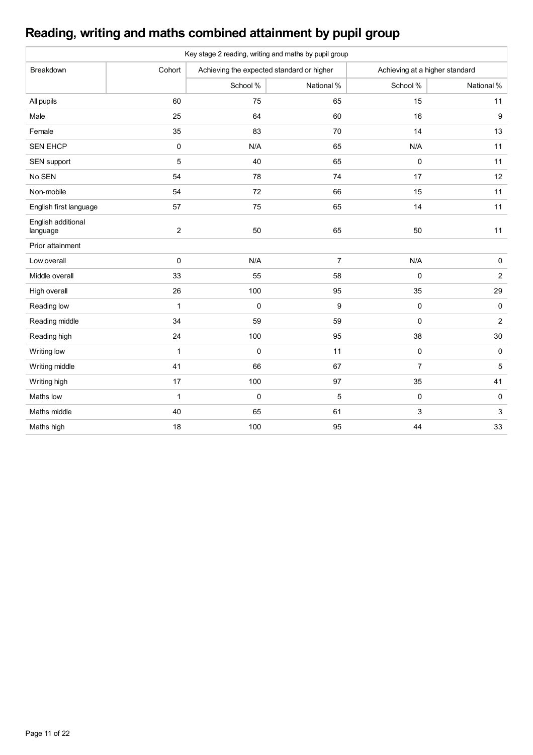# Reading, writing and maths combined attainment by pupil group

| Key stage 2 reading, writing and maths by pupil group | | | | | |
|---|---|---|---|---|---|
| Breakdown | Cohort | Achieving the expected standard or higher | | Achieving at a higher standard | |
| | | School % | National % | School % | National % |
| All pupils | 60 | 75 | 65 | 15 | 11 |
| Male | 25 | 64 | 60 | 16 | 9 |
| Female | 35 | 83 | 70 | 14 | 13 |
| SEN EHCP | 0 | N/A | 65 | N/A | 11 |
| SEN support | 5 | 40 | 65 | 0 | 11 |
| No SEN | 54 | 78 | 74 | 17 | 12 |
| Non-mobile | 54 | 72 | 66 | 15 | 11 |
| English first language | 57 | 75 | 65 | 14 | 11 |
| English additional language | 2 | 50 | 65 | 50 | 11 |
| Prior attainment | | | | | |
| Low overall | 0 | N/A | 7 | N/A | 0 |
| Middle overall | 33 | 55 | 58 | 0 | 2 |
| High overall | 26 | 100 | 95 | 35 | 29 |
| Reading low | 1 | 0 | 9 | 0 | 0 |
| Reading middle | 34 | 59 | 59 | 0 | 2 |
| Reading high | 24 | 100 | 95 | 38 | 30 |
| Writing low | 1 | 0 | 11 | 0 | 0 |
| Writing middle | 41 | 66 | 67 | 7 | 5 |
| Writing high | 17 | 100 | 97 | 35 | 41 |
| Maths low | 1 | 0 | 5 | 0 | 0 |
| Maths middle | 40 | 65 | 61 | 3 | 3 |
| Maths high | 18 | 100 | 95 | 44 | 33 |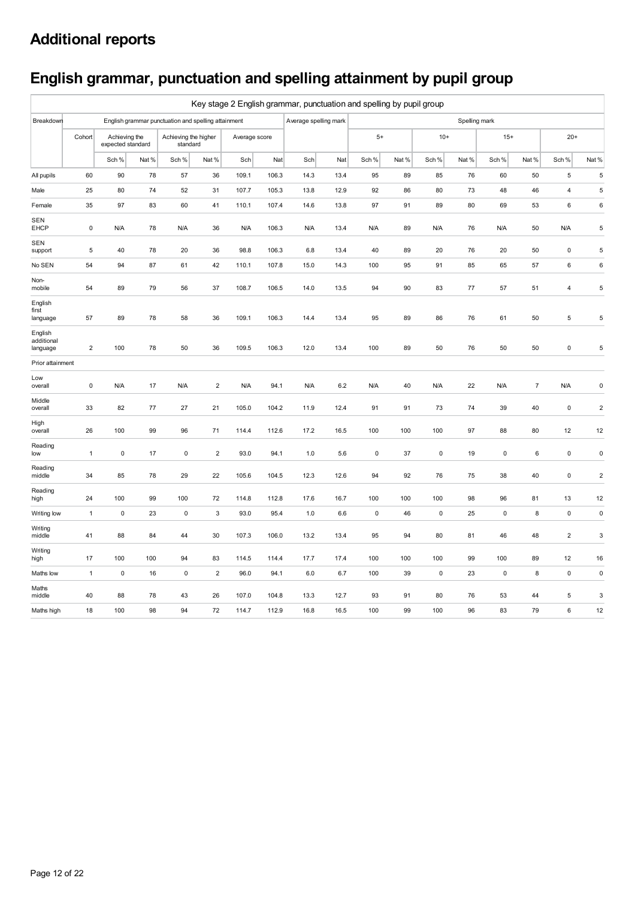# Additional reports

## English grammar, punctuation and spelling attainment by pupil group

| Key stage 2 English grammar, punctuation and spelling by pupil group | | | | | | | | | | | | | | | | | | |
|---|---|---|---|---|---|---|---|---|---|---|---|---|---|---|---|---|---|---|
| Breakdown | English grammar punctuation and spelling attainment | | | | | | | Average spelling mark | | Spelling mark | | | | | | | | |
| | Cohort | Achieving the expected standard | | Achieving the higher standard | | Average score | | | | 5+ | | 10+ | | 15+ | | 20+ | | |
| | | Sch % | Nat % | Sch % | Nat % | Sch | Nat | Sch | Nat | Sch % | Nat % | Sch % | Nat % | Sch % | Nat % | Sch % | Nat % | |
| All pupils | 60 | 90 | 78 | 57 | 36 | 109.1 | 106.3 | 14.3 | 13.4 | 95 | 89 | 85 | 76 | 60 | 50 | 5 | 5 | |
| Male | 25 | 80 | 74 | 52 | 31 | 107.7 | 105.3 | 13.8 | 12.9 | 92 | 86 | 80 | 73 | 48 | 46 | 4 | 5 | |
| Female | 35 | 97 | 83 | 60 | 41 | 110.1 | 107.4 | 14.6 | 13.8 | 97 | 91 | 89 | 80 | 69 | 53 | 6 | 6 | |
| SEN EHCP | 0 | N/A | 78 | N/A | 36 | N/A | 106.3 | N/A | 13.4 | N/A | 89 | N/A | 76 | N/A | 50 | N/A | 5 | |
| SEN support | 5 | 40 | 78 | 20 | 36 | 98.8 | 106.3 | 6.8 | 13.4 | 40 | 89 | 20 | 76 | 20 | 50 | 0 | 5 | |
| No SEN | 54 | 94 | 87 | 61 | 42 | 110.1 | 107.8 | 15.0 | 14.3 | 100 | 95 | 91 | 85 | 65 | 57 | 6 | 6 | |
| Non-mobile | 54 | 89 | 79 | 56 | 37 | 108.7 | 106.5 | 14.0 | 13.5 | 94 | 90 | 83 | 77 | 57 | 51 | 4 | 5 | |
| English first language | 57 | 89 | 78 | 58 | 36 | 109.1 | 106.3 | 14.4 | 13.4 | 95 | 89 | 86 | 76 | 61 | 50 | 5 | 5 | |
| English additional language | 2 | 100 | 78 | 50 | 36 | 109.5 | 106.3 | 12.0 | 13.4 | 100 | 89 | 50 | 76 | 50 | 50 | 0 | 5 | |
| Prior attainment | | | | | | | | | | | | | | | | | | |
| Low overall | 0 | N/A | 17 | N/A | 2 | N/A | 94.1 | N/A | 6.2 | N/A | 40 | N/A | 22 | N/A | 7 | N/A | 0 | |
| Middle overall | 33 | 82 | 77 | 27 | 21 | 105.0 | 104.2 | 11.9 | 12.4 | 91 | 91 | 73 | 74 | 39 | 40 | 0 | 2 | |
| High overall | 26 | 100 | 99 | 96 | 71 | 114.4 | 112.6 | 17.2 | 16.5 | 100 | 100 | 100 | 97 | 88 | 80 | 12 | 12 | |
| Reading low | 1 | 0 | 17 | 0 | 2 | 93.0 | 94.1 | 1.0 | 5.6 | 0 | 37 | 0 | 19 | 0 | 6 | 0 | 0 | |
| Reading middle | 34 | 85 | 78 | 29 | 22 | 105.6 | 104.5 | 12.3 | 12.6 | 94 | 92 | 76 | 75 | 38 | 40 | 0 | 2 | |
| Reading high | 24 | 100 | 99 | 100 | 72 | 114.8 | 112.8 | 17.6 | 16.7 | 100 | 100 | 100 | 98 | 96 | 81 | 13 | 12 | |
| Writing low | 1 | 0 | 23 | 0 | 3 | 93.0 | 95.4 | 1.0 | 6.6 | 0 | 46 | 0 | 25 | 0 | 8 | 0 | 0 | |
| Writing middle | 41 | 88 | 84 | 44 | 30 | 107.3 | 106.0 | 13.2 | 13.4 | 95 | 94 | 80 | 81 | 46 | 48 | 2 | 3 | |
| Writing high | 17 | 100 | 100 | 94 | 83 | 114.5 | 114.4 | 17.7 | 17.4 | 100 | 100 | 100 | 99 | 100 | 89 | 12 | 16 | |
| Maths low | 1 | 0 | 16 | 0 | 2 | 96.0 | 94.1 | 6.0 | 6.7 | 100 | 39 | 0 | 23 | 0 | 8 | 0 | 0 | |
| Maths middle | 40 | 88 | 78 | 43 | 26 | 107.0 | 104.8 | 13.3 | 12.7 | 93 | 91 | 80 | 76 | 53 | 44 | 5 | 3 | |
| Maths high | 18 | 100 | 98 | 94 | 72 | 114.7 | 112.9 | 16.8 | 16.5 | 100 | 99 | 100 | 96 | 83 | 79 | 6 | 12 | |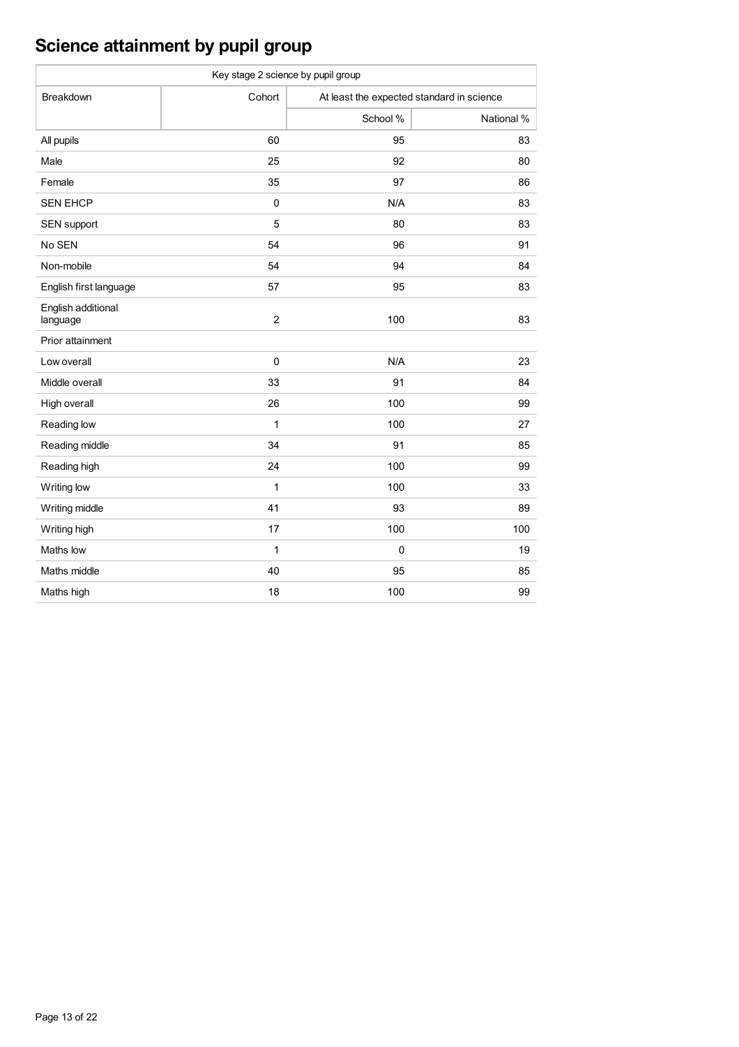# Science attainment by pupil group

| Key stage 2 science by pupil group | | | |
|---|---|---|---|
| Breakdown | Cohort | At least the expected standard in science | |
| | | School % | National % |
| All pupils | 60 | 95 | 83 |
| Male | 25 | 92 | 80 |
| Female | 35 | 97 | 86 |
| SEN EHCP | 0 | N/A | 83 |
| SEN support | 5 | 80 | 83 |
| No SEN | 54 | 96 | 91 |
| Non-mobile | 54 | 94 | 84 |
| English first language | 57 | 95 | 83 |
| English additional language | 2 | 100 | 83 |
| Prior attainment | | | |
| Low overall | 0 | N/A | 23 |
| Middle overall | 33 | 91 | 84 |
| High overall | 26 | 100 | 99 |
| Reading low | 1 | 100 | 27 |
| Reading middle | 34 | 91 | 85 |
| Reading high | 24 | 100 | 99 |
| Writing low | 1 | 100 | 33 |
| Writing middle | 41 | 93 | 89 |
| Writing high | 17 | 100 | 100 |
| Maths low | 1 | 0 | 19 |
| Maths middle | 40 | 95 | 85 |
| Maths high | 18 | 100 | 99 |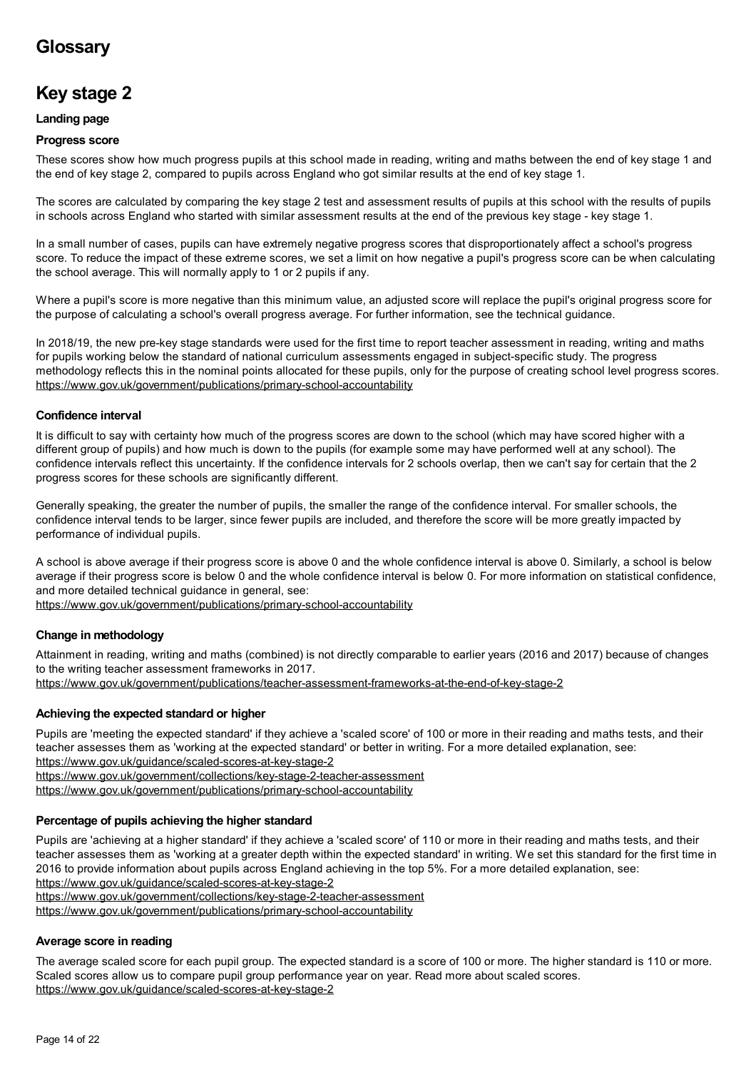# Glossary

# Key stage 2

**Landing page**

**Progress score**

These scores show how much progress pupils at this school made in reading, writing and maths between the end of key stage 1 and the end of key stage 2, compared to pupils across England who got similar results at the end of key stage 1.

The scores are calculated by comparing the key stage 2 test and assessment results of pupils at this school with the results of pupils in schools across England who started with similar assessment results at the end of the previous key stage - key stage 1.

In a small number of cases, pupils can have extremely negative progress scores that disproportionately affect a school's progress score. To reduce the impact of these extreme scores, we set a limit on how negative a pupil's progress score can be when calculating the school average. This will normally apply to 1 or 2 pupils if any.

Where a pupil's score is more negative than this minimum value, an adjusted score will replace the pupil's original progress score for the purpose of calculating a school's overall progress average. For further information, see the technical guidance.

In 2018/19, the new pre-key stage standards were used for the first time to report teacher assessment in reading, writing and maths for pupils working below the standard of national curriculum assessments engaged in subject-specific study. The progress methodology reflects this in the nominal points allocated for these pupils, only for the purpose of creating school level progress scores.
https://www.gov.uk/government/publications/primary-school-accountability

**Confidence interval**

It is difficult to say with certainty how much of the progress scores are down to the school (which may have scored higher with a different group of pupils) and how much is down to the pupils (for example some may have performed well at any school). The confidence intervals reflect this uncertainty. If the confidence intervals for 2 schools overlap, then we can't say for certain that the 2 progress scores for these schools are significantly different.

Generally speaking, the greater the number of pupils, the smaller the range of the confidence interval. For smaller schools, the confidence interval tends to be larger, since fewer pupils are included, and therefore the score will be more greatly impacted by performance of individual pupils.

A school is above average if their progress score is above 0 and the whole confidence interval is above 0. Similarly, a school is below average if their progress score is below 0 and the whole confidence interval is below 0. For more information on statistical confidence, and more detailed technical guidance in general, see:
https://www.gov.uk/government/publications/primary-school-accountability

**Change in methodology**

Attainment in reading, writing and maths (combined) is not directly comparable to earlier years (2016 and 2017) because of changes to the writing teacher assessment frameworks in 2017.
https://www.gov.uk/government/publications/teacher-assessment-frameworks-at-the-end-of-key-stage-2

**Achieving the expected standard or higher**

Pupils are 'meeting the expected standard' if they achieve a 'scaled score' of 100 or more in their reading and maths tests, and their teacher assesses them as 'working at the expected standard' or better in writing. For a more detailed explanation, see:
https://www.gov.uk/guidance/scaled-scores-at-key-stage-2
https://www.gov.uk/government/collections/key-stage-2-teacher-assessment
https://www.gov.uk/government/publications/primary-school-accountability

**Percentage of pupils achieving the higher standard**

Pupils are 'achieving at a higher standard' if they achieve a 'scaled score' of 110 or more in their reading and maths tests, and their teacher assesses them as 'working at a greater depth within the expected standard' in writing. We set this standard for the first time in 2016 to provide information about pupils across England achieving in the top 5%. For a more detailed explanation, see:
https://www.gov.uk/guidance/scaled-scores-at-key-stage-2
https://www.gov.uk/government/collections/key-stage-2-teacher-assessment
https://www.gov.uk/government/publications/primary-school-accountability

**Average score in reading**

The average scaled score for each pupil group. The expected standard is a score of 100 or more. The higher standard is 110 or more. Scaled scores allow us to compare pupil group performance year on year. Read more about scaled scores.
https://www.gov.uk/guidance/scaled-scores-at-key-stage-2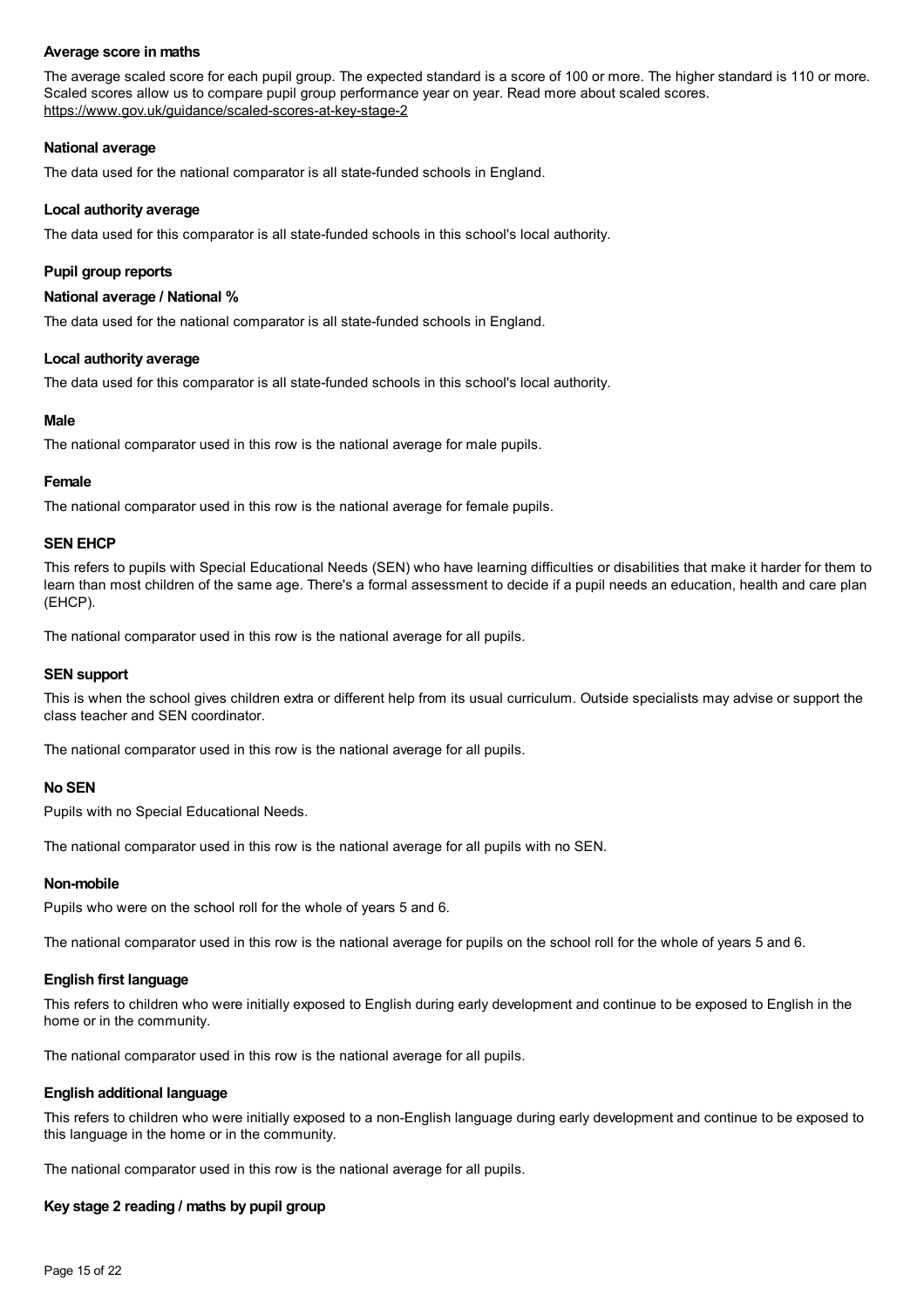### Average score in maths

The average scaled score for each pupil group. The expected standard is a score of 100 or more. The higher standard is 110 or more. Scaled scores allow us to compare pupil group performance year on year. Read more about scaled scores.
https://www.gov.uk/guidance/scaled-scores-at-key-stage-2

### National average

The data used for the national comparator is all state-funded schools in England.

### Local authority average

The data used for this comparator is all state-funded schools in this school's local authority.

### Pupil group reports

### National average / National %

The data used for the national comparator is all state-funded schools in England.

### Local authority average

The data used for this comparator is all state-funded schools in this school's local authority.

### Male

The national comparator used in this row is the national average for male pupils.

### Female

The national comparator used in this row is the national average for female pupils.

### SEN EHCP

This refers to pupils with Special Educational Needs (SEN) who have learning difficulties or disabilities that make it harder for them to learn than most children of the same age. There's a formal assessment to decide if a pupil needs an education, health and care plan (EHCP).

The national comparator used in this row is the national average for all pupils.

### SEN support

This is when the school gives children extra or different help from its usual curriculum. Outside specialists may advise or support the class teacher and SEN coordinator.

The national comparator used in this row is the national average for all pupils.

### No SEN

Pupils with no Special Educational Needs.

The national comparator used in this row is the national average for all pupils with no SEN.

### Non-mobile

Pupils who were on the school roll for the whole of years 5 and 6.

The national comparator used in this row is the national average for pupils on the school roll for the whole of years 5 and 6.

### English first language

This refers to children who were initially exposed to English during early development and continue to be exposed to English in the home or in the community.

The national comparator used in this row is the national average for all pupils.

### English additional language

This refers to children who were initially exposed to a non-English language during early development and continue to be exposed to this language in the home or in the community.

The national comparator used in this row is the national average for all pupils.

### Key stage 2 reading / maths by pupil group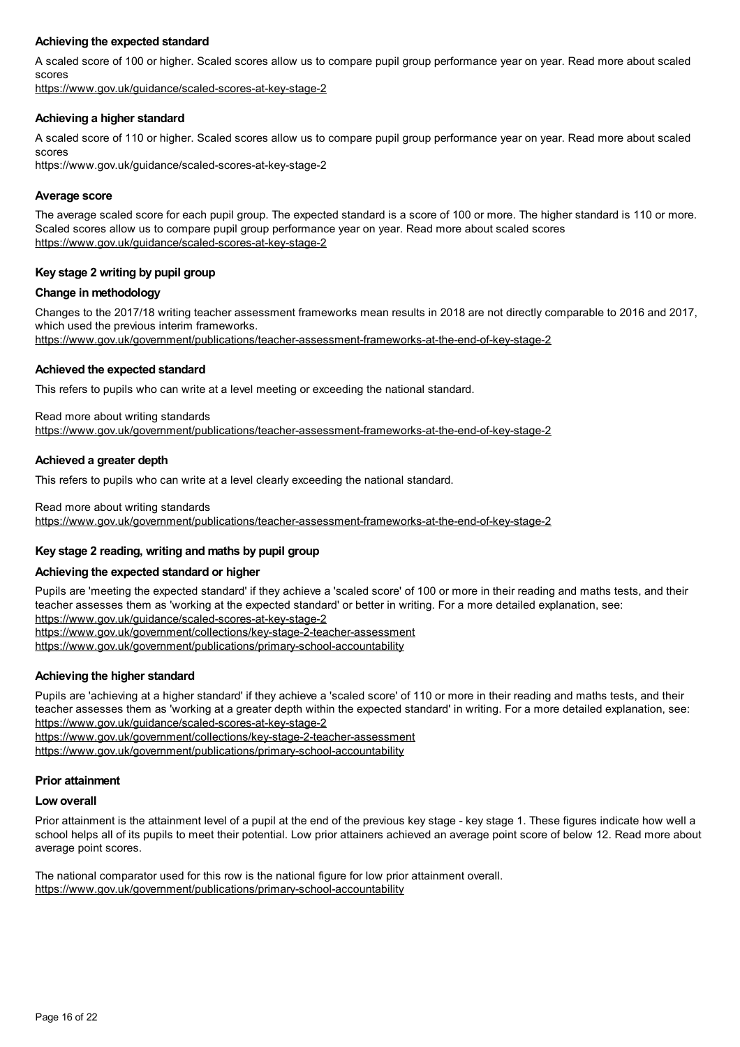### Achieving the expected standard

A scaled score of 100 or higher. Scaled scores allow us to compare pupil group performance year on year. Read more about scaled scores
https://www.gov.uk/guidance/scaled-scores-at-key-stage-2

### Achieving a higher standard

A scaled score of 110 or higher. Scaled scores allow us to compare pupil group performance year on year. Read more about scaled scores
https://www.gov.uk/guidance/scaled-scores-at-key-stage-2

### Average score

The average scaled score for each pupil group. The expected standard is a score of 100 or more. The higher standard is 110 or more. Scaled scores allow us to compare pupil group performance year on year. Read more about scaled scores
https://www.gov.uk/guidance/scaled-scores-at-key-stage-2

## Key stage 2 writing by pupil group

### Change in methodology

Changes to the 2017/18 writing teacher assessment frameworks mean results in 2018 are not directly comparable to 2016 and 2017, which used the previous interim frameworks.
https://www.gov.uk/government/publications/teacher-assessment-frameworks-at-the-end-of-key-stage-2

### Achieved the expected standard

This refers to pupils who can write at a level meeting or exceeding the national standard.

Read more about writing standards
https://www.gov.uk/government/publications/teacher-assessment-frameworks-at-the-end-of-key-stage-2

### Achieved a greater depth

This refers to pupils who can write at a level clearly exceeding the national standard.

Read more about writing standards
https://www.gov.uk/government/publications/teacher-assessment-frameworks-at-the-end-of-key-stage-2

## Key stage 2 reading, writing and maths by pupil group

### Achieving the expected standard or higher

Pupils are 'meeting the expected standard' if they achieve a 'scaled score' of 100 or more in their reading and maths tests, and their teacher assesses them as 'working at the expected standard' or better in writing. For a more detailed explanation, see:
https://www.gov.uk/guidance/scaled-scores-at-key-stage-2
https://www.gov.uk/government/collections/key-stage-2-teacher-assessment
https://www.gov.uk/government/publications/primary-school-accountability

### Achieving the higher standard

Pupils are 'achieving at a higher standard' if they achieve a 'scaled score' of 110 or more in their reading and maths tests, and their teacher assesses them as 'working at a greater depth within the expected standard' in writing. For a more detailed explanation, see:
https://www.gov.uk/guidance/scaled-scores-at-key-stage-2
https://www.gov.uk/government/collections/key-stage-2-teacher-assessment
https://www.gov.uk/government/publications/primary-school-accountability

## Prior attainment

### Low overall

Prior attainment is the attainment level of a pupil at the end of the previous key stage - key stage 1. These figures indicate how well a school helps all of its pupils to meet their potential. Low prior attainers achieved an average point score of below 12. Read more about average point scores.

The national comparator used for this row is the national figure for low prior attainment overall.
https://www.gov.uk/government/publications/primary-school-accountability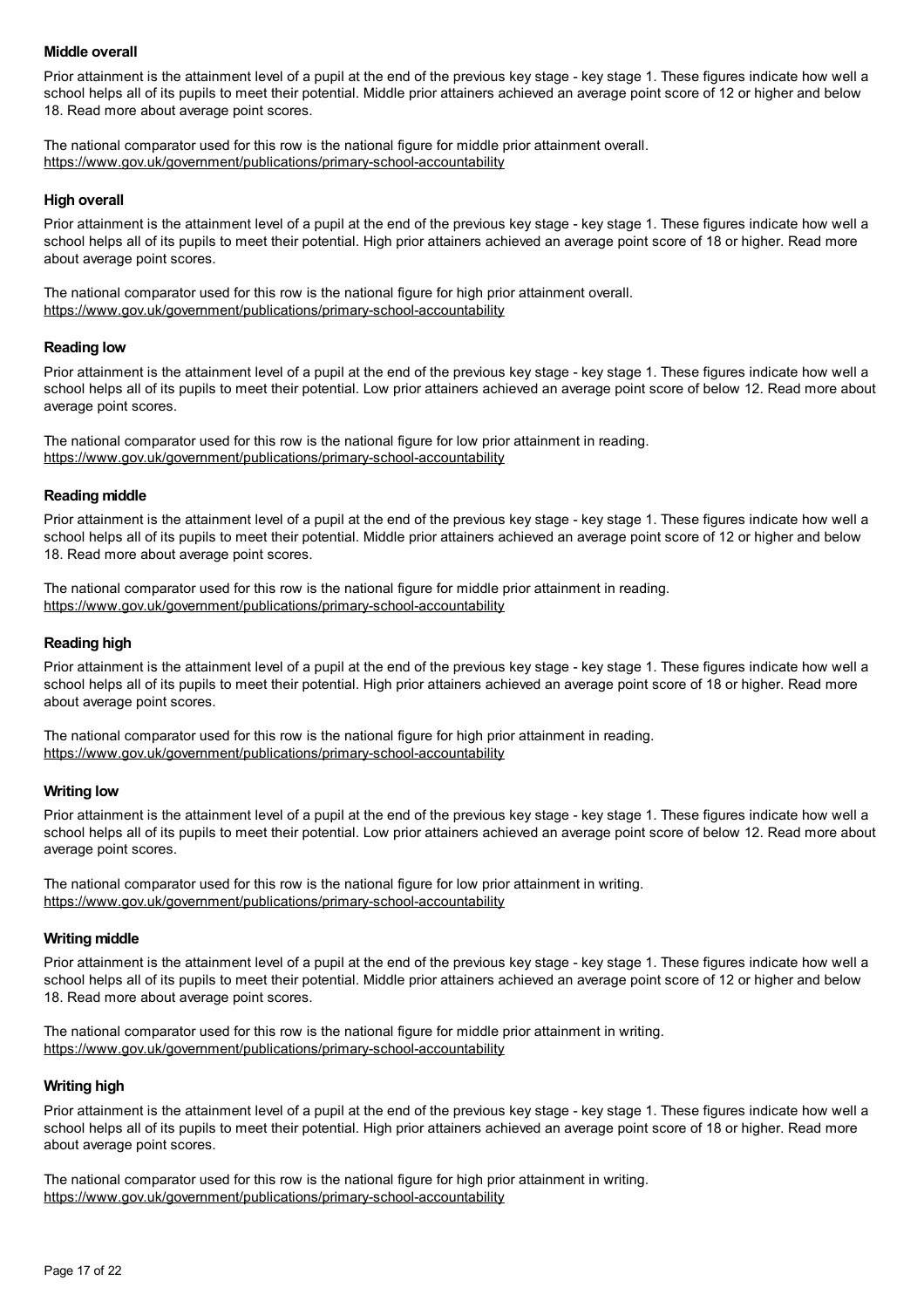**Middle overall**

Prior attainment is the attainment level of a pupil at the end of the previous key stage - key stage 1. These figures indicate how well a school helps all of its pupils to meet their potential. Middle prior attainers achieved an average point score of 12 or higher and below 18. Read more about average point scores.

The national comparator used for this row is the national figure for middle prior attainment overall.
https://www.gov.uk/government/publications/primary-school-accountability

**High overall**

Prior attainment is the attainment level of a pupil at the end of the previous key stage - key stage 1. These figures indicate how well a school helps all of its pupils to meet their potential. High prior attainers achieved an average point score of 18 or higher. Read more about average point scores.

The national comparator used for this row is the national figure for high prior attainment overall.
https://www.gov.uk/government/publications/primary-school-accountability

**Reading low**

Prior attainment is the attainment level of a pupil at the end of the previous key stage - key stage 1. These figures indicate how well a school helps all of its pupils to meet their potential. Low prior attainers achieved an average point score of below 12. Read more about average point scores.

The national comparator used for this row is the national figure for low prior attainment in reading.
https://www.gov.uk/government/publications/primary-school-accountability

**Reading middle**

Prior attainment is the attainment level of a pupil at the end of the previous key stage - key stage 1. These figures indicate how well a school helps all of its pupils to meet their potential. Middle prior attainers achieved an average point score of 12 or higher and below 18. Read more about average point scores.

The national comparator used for this row is the national figure for middle prior attainment in reading.
https://www.gov.uk/government/publications/primary-school-accountability

**Reading high**

Prior attainment is the attainment level of a pupil at the end of the previous key stage - key stage 1. These figures indicate how well a school helps all of its pupils to meet their potential. High prior attainers achieved an average point score of 18 or higher. Read more about average point scores.

The national comparator used for this row is the national figure for high prior attainment in reading.
https://www.gov.uk/government/publications/primary-school-accountability

**Writing low**

Prior attainment is the attainment level of a pupil at the end of the previous key stage - key stage 1. These figures indicate how well a school helps all of its pupils to meet their potential. Low prior attainers achieved an average point score of below 12. Read more about average point scores.

The national comparator used for this row is the national figure for low prior attainment in writing.
https://www.gov.uk/government/publications/primary-school-accountability

**Writing middle**

Prior attainment is the attainment level of a pupil at the end of the previous key stage - key stage 1. These figures indicate how well a school helps all of its pupils to meet their potential. Middle prior attainers achieved an average point score of 12 or higher and below 18. Read more about average point scores.

The national comparator used for this row is the national figure for middle prior attainment in writing.
https://www.gov.uk/government/publications/primary-school-accountability

**Writing high**

Prior attainment is the attainment level of a pupil at the end of the previous key stage - key stage 1. These figures indicate how well a school helps all of its pupils to meet their potential. High prior attainers achieved an average point score of 18 or higher. Read more about average point scores.

The national comparator used for this row is the national figure for high prior attainment in writing.
https://www.gov.uk/government/publications/primary-school-accountability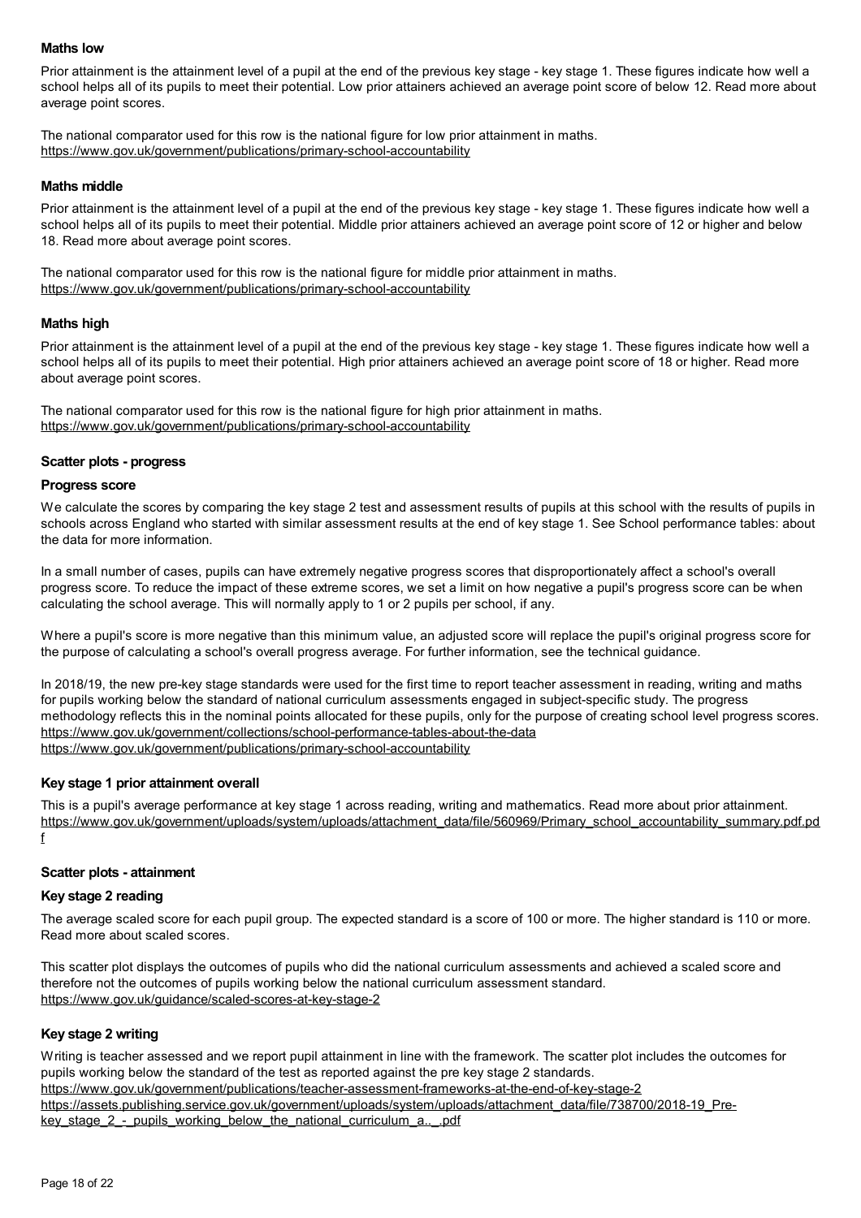### Maths low

Prior attainment is the attainment level of a pupil at the end of the previous key stage - key stage 1. These figures indicate how well a school helps all of its pupils to meet their potential. Low prior attainers achieved an average point score of below 12. Read more about average point scores.

The national comparator used for this row is the national figure for low prior attainment in maths.
https://www.gov.uk/government/publications/primary-school-accountability

### Maths middle

Prior attainment is the attainment level of a pupil at the end of the previous key stage - key stage 1. These figures indicate how well a school helps all of its pupils to meet their potential. Middle prior attainers achieved an average point score of 12 or higher and below 18. Read more about average point scores.

The national comparator used for this row is the national figure for middle prior attainment in maths.
https://www.gov.uk/government/publications/primary-school-accountability

### Maths high

Prior attainment is the attainment level of a pupil at the end of the previous key stage - key stage 1. These figures indicate how well a school helps all of its pupils to meet their potential. High prior attainers achieved an average point score of 18 or higher. Read more about average point scores.

The national comparator used for this row is the national figure for high prior attainment in maths.
https://www.gov.uk/government/publications/primary-school-accountability

### Scatter plots - progress

### Progress score

We calculate the scores by comparing the key stage 2 test and assessment results of pupils at this school with the results of pupils in schools across England who started with similar assessment results at the end of key stage 1. See School performance tables: about the data for more information.

In a small number of cases, pupils can have extremely negative progress scores that disproportionately affect a school's overall progress score. To reduce the impact of these extreme scores, we set a limit on how negative a pupil's progress score can be when calculating the school average. This will normally apply to 1 or 2 pupils per school, if any.

Where a pupil's score is more negative than this minimum value, an adjusted score will replace the pupil's original progress score for the purpose of calculating a school's overall progress average. For further information, see the technical guidance.

In 2018/19, the new pre-key stage standards were used for the first time to report teacher assessment in reading, writing and maths for pupils working below the standard of national curriculum assessments engaged in subject-specific study. The progress methodology reflects this in the nominal points allocated for these pupils, only for the purpose of creating school level progress scores.
https://www.gov.uk/government/collections/school-performance-tables-about-the-data
https://www.gov.uk/government/publications/primary-school-accountability

### Key stage 1 prior attainment overall

This is a pupil's average performance at key stage 1 across reading, writing and mathematics. Read more about prior attainment.
https://www.gov.uk/government/uploads/system/uploads/attachment_data/file/560969/Primary_school_accountability_summary.pdf.pdf

### Scatter plots - attainment

### Key stage 2 reading

The average scaled score for each pupil group. The expected standard is a score of 100 or more. The higher standard is 110 or more. Read more about scaled scores.

This scatter plot displays the outcomes of pupils who did the national curriculum assessments and achieved a scaled score and therefore not the outcomes of pupils working below the national curriculum assessment standard.
https://www.gov.uk/guidance/scaled-scores-at-key-stage-2

### Key stage 2 writing

Writing is teacher assessed and we report pupil attainment in line with the framework. The scatter plot includes the outcomes for pupils working below the standard of the test as reported against the pre key stage 2 standards.
https://www.gov.uk/government/publications/teacher-assessment-frameworks-at-the-end-of-key-stage-2
https://assets.publishing.service.gov.uk/government/uploads/system/uploads/attachment_data/file/738700/2018-19_Pre-key_stage_2_-_pupils_working_below_the_national_curriculum_a..._.pdf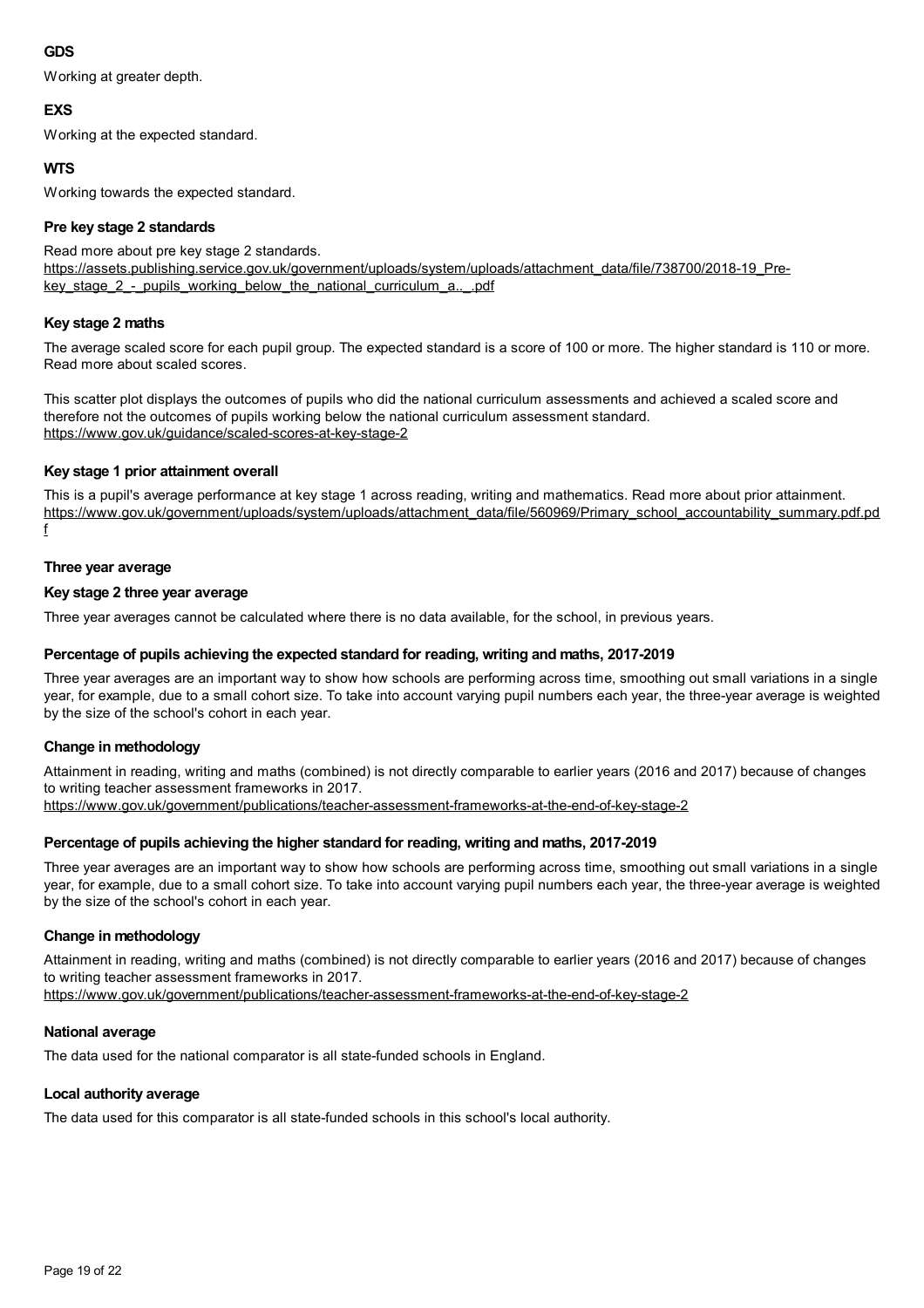### GDS

Working at greater depth.

### EXS

Working at the expected standard.

### WTS

Working towards the expected standard.

#### Pre key stage 2 standards

Read more about pre key stage 2 standards.
https://assets.publishing.service.gov.uk/government/uploads/system/uploads/attachment_data/file/738700/2018-19_Pre-key_stage_2_-_pupils_working_below_the_national_curriculum_a..._.pdf

#### Key stage 2 maths

The average scaled score for each pupil group. The expected standard is a score of 100 or more. The higher standard is 110 or more. Read more about scaled scores.

This scatter plot displays the outcomes of pupils who did the national curriculum assessments and achieved a scaled score and therefore not the outcomes of pupils working below the national curriculum assessment standard.
https://www.gov.uk/guidance/scaled-scores-at-key-stage-2

#### Key stage 1 prior attainment overall

This is a pupil's average performance at key stage 1 across reading, writing and mathematics. Read more about prior attainment.
https://www.gov.uk/government/uploads/system/uploads/attachment_data/file/560969/Primary_school_accountability_summary.pdf.pdf

#### Three year average

#### Key stage 2 three year average

Three year averages cannot be calculated where there is no data available, for the school, in previous years.

#### Percentage of pupils achieving the expected standard for reading, writing and maths, 2017-2019

Three year averages are an important way to show how schools are performing across time, smoothing out small variations in a single year, for example, due to a small cohort size. To take into account varying pupil numbers each year, the three-year average is weighted by the size of the school's cohort in each year.

#### Change in methodology

Attainment in reading, writing and maths (combined) is not directly comparable to earlier years (2016 and 2017) because of changes to writing teacher assessment frameworks in 2017.
https://www.gov.uk/government/publications/teacher-assessment-frameworks-at-the-end-of-key-stage-2

#### Percentage of pupils achieving the higher standard for reading, writing and maths, 2017-2019

Three year averages are an important way to show how schools are performing across time, smoothing out small variations in a single year, for example, due to a small cohort size. To take into account varying pupil numbers each year, the three-year average is weighted by the size of the school's cohort in each year.

#### Change in methodology

Attainment in reading, writing and maths (combined) is not directly comparable to earlier years (2016 and 2017) because of changes to writing teacher assessment frameworks in 2017.
https://www.gov.uk/government/publications/teacher-assessment-frameworks-at-the-end-of-key-stage-2

#### National average

The data used for the national comparator is all state-funded schools in England.

#### Local authority average

The data used for this comparator is all state-funded schools in this school's local authority.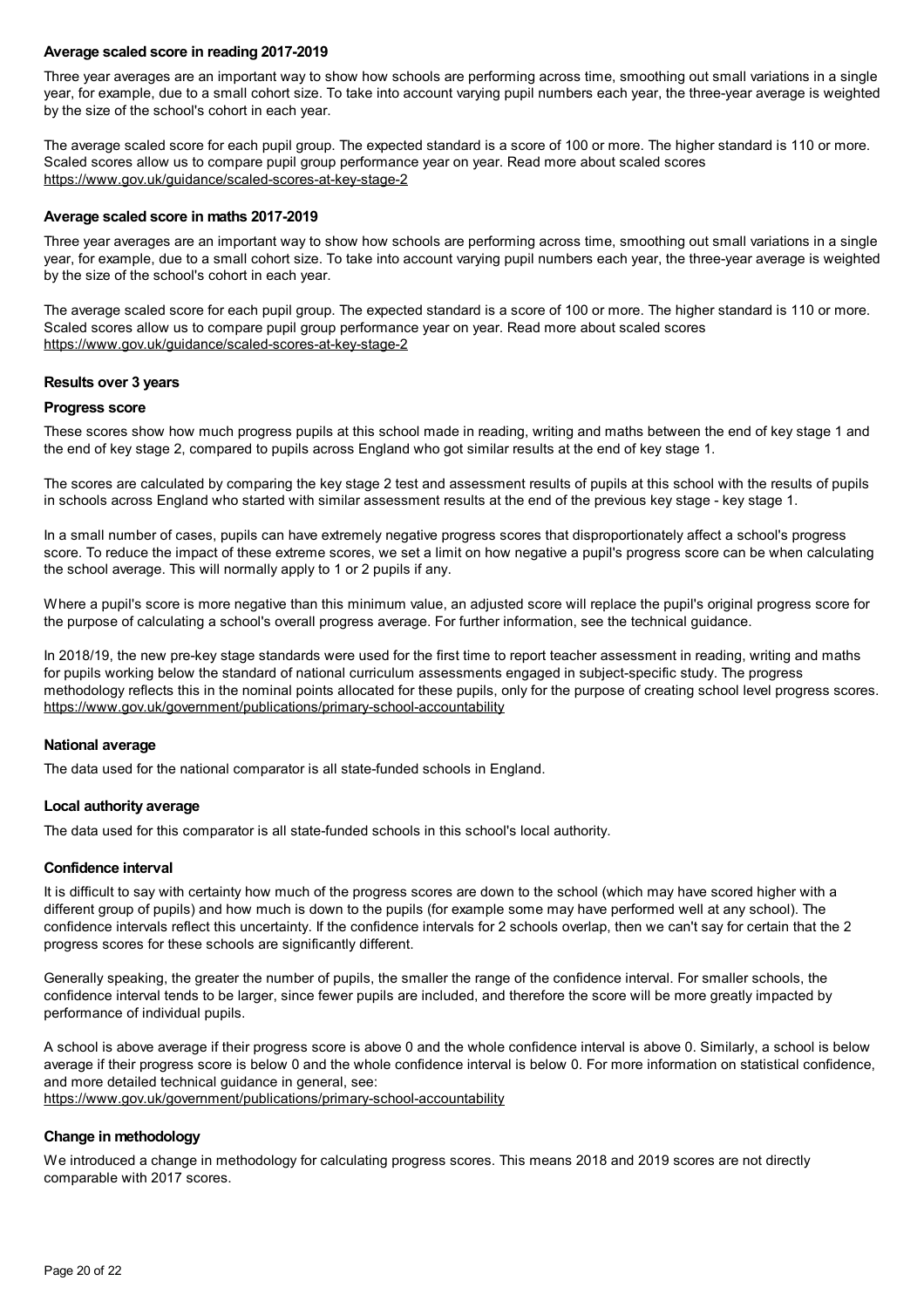### Average scaled score in reading 2017-2019

Three year averages are an important way to show how schools are performing across time, smoothing out small variations in a single year, for example, due to a small cohort size. To take into account varying pupil numbers each year, the three-year average is weighted by the size of the school's cohort in each year.

The average scaled score for each pupil group. The expected standard is a score of 100 or more. The higher standard is 110 or more. Scaled scores allow us to compare pupil group performance year on year. Read more about scaled scores https://www.gov.uk/guidance/scaled-scores-at-key-stage-2

### Average scaled score in maths 2017-2019

Three year averages are an important way to show how schools are performing across time, smoothing out small variations in a single year, for example, due to a small cohort size. To take into account varying pupil numbers each year, the three-year average is weighted by the size of the school's cohort in each year.

The average scaled score for each pupil group. The expected standard is a score of 100 or more. The higher standard is 110 or more. Scaled scores allow us to compare pupil group performance year on year. Read more about scaled scores https://www.gov.uk/guidance/scaled-scores-at-key-stage-2

### Results over 3 years

### Progress score

These scores show how much progress pupils at this school made in reading, writing and maths between the end of key stage 1 and the end of key stage 2, compared to pupils across England who got similar results at the end of key stage 1.

The scores are calculated by comparing the key stage 2 test and assessment results of pupils at this school with the results of pupils in schools across England who started with similar assessment results at the end of the previous key stage - key stage 1.

In a small number of cases, pupils can have extremely negative progress scores that disproportionately affect a school's progress score. To reduce the impact of these extreme scores, we set a limit on how negative a pupil's progress score can be when calculating the school average. This will normally apply to 1 or 2 pupils if any.

Where a pupil's score is more negative than this minimum value, an adjusted score will replace the pupil's original progress score for the purpose of calculating a school's overall progress average. For further information, see the technical guidance.

In 2018/19, the new pre-key stage standards were used for the first time to report teacher assessment in reading, writing and maths for pupils working below the standard of national curriculum assessments engaged in subject-specific study. The progress methodology reflects this in the nominal points allocated for these pupils, only for the purpose of creating school level progress scores. https://www.gov.uk/government/publications/primary-school-accountability

### National average

The data used for the national comparator is all state-funded schools in England.

### Local authority average

The data used for this comparator is all state-funded schools in this school's local authority.

### Confidence interval

It is difficult to say with certainty how much of the progress scores are down to the school (which may have scored higher with a different group of pupils) and how much is down to the pupils (for example some may have performed well at any school). The confidence intervals reflect this uncertainty. If the confidence intervals for 2 schools overlap, then we can't say for certain that the 2 progress scores for these schools are significantly different.

Generally speaking, the greater the number of pupils, the smaller the range of the confidence interval. For smaller schools, the confidence interval tends to be larger, since fewer pupils are included, and therefore the score will be more greatly impacted by performance of individual pupils.

A school is above average if their progress score is above 0 and the whole confidence interval is above 0. Similarly, a school is below average if their progress score is below 0 and the whole confidence interval is below 0. For more information on statistical confidence, and more detailed technical guidance in general, see:
https://www.gov.uk/government/publications/primary-school-accountability

### Change in methodology

We introduced a change in methodology for calculating progress scores. This means 2018 and 2019 scores are not directly comparable with 2017 scores.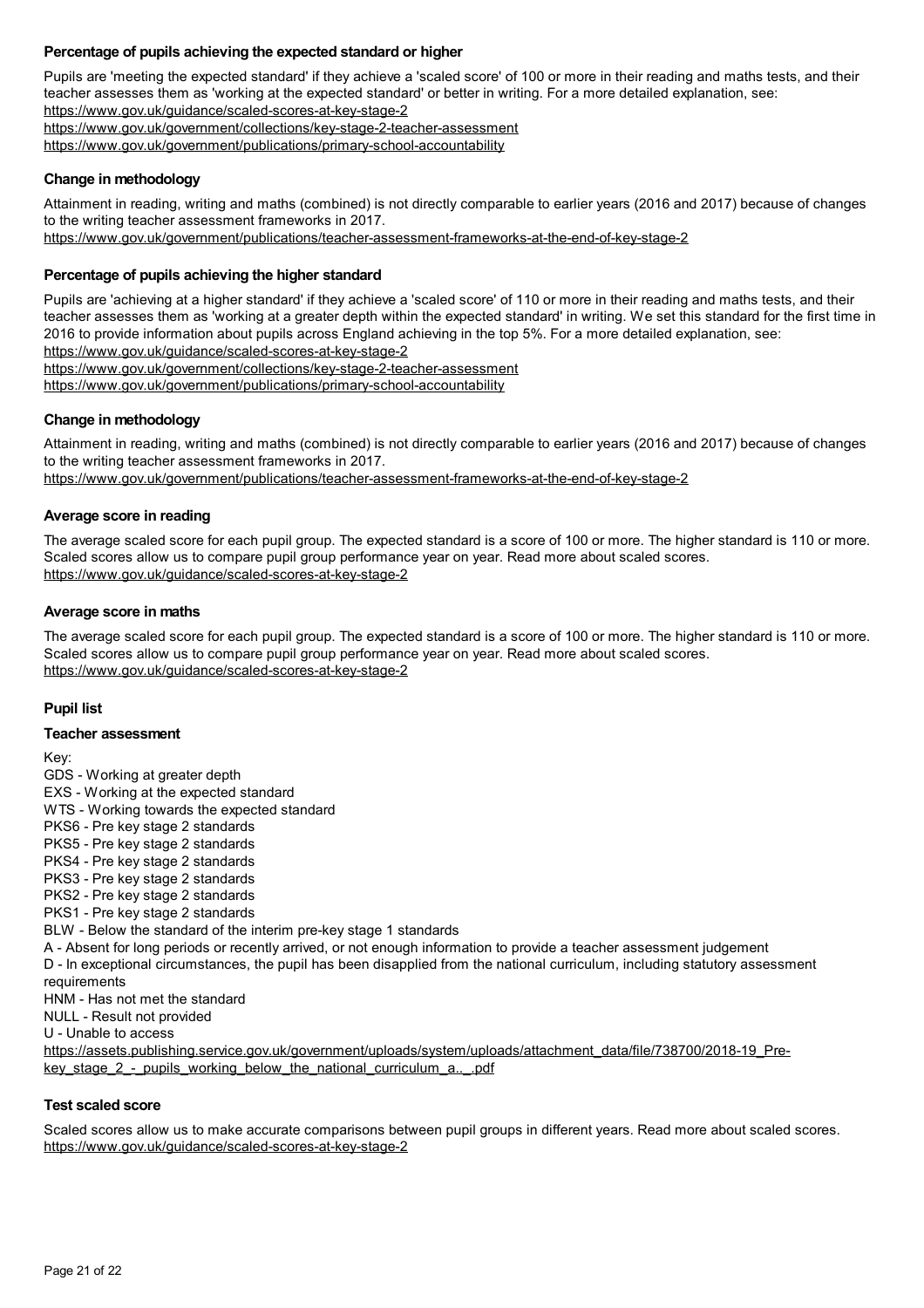### Percentage of pupils achieving the expected standard or higher

Pupils are 'meeting the expected standard' if they achieve a 'scaled score' of 100 or more in their reading and maths tests, and their teacher assesses them as 'working at the expected standard' or better in writing. For a more detailed explanation, see:
https://www.gov.uk/guidance/scaled-scores-at-key-stage-2
https://www.gov.uk/government/collections/key-stage-2-teacher-assessment
https://www.gov.uk/government/publications/primary-school-accountability

### Change in methodology

Attainment in reading, writing and maths (combined) is not directly comparable to earlier years (2016 and 2017) because of changes to the writing teacher assessment frameworks in 2017.
https://www.gov.uk/government/publications/teacher-assessment-frameworks-at-the-end-of-key-stage-2

### Percentage of pupils achieving the higher standard

Pupils are 'achieving at a higher standard' if they achieve a 'scaled score' of 110 or more in their reading and maths tests, and their teacher assesses them as 'working at a greater depth within the expected standard' in writing. We set this standard for the first time in 2016 to provide information about pupils across England achieving in the top 5%. For a more detailed explanation, see:
https://www.gov.uk/guidance/scaled-scores-at-key-stage-2
https://www.gov.uk/government/collections/key-stage-2-teacher-assessment
https://www.gov.uk/government/publications/primary-school-accountability

### Change in methodology

Attainment in reading, writing and maths (combined) is not directly comparable to earlier years (2016 and 2017) because of changes to the writing teacher assessment frameworks in 2017.
https://www.gov.uk/government/publications/teacher-assessment-frameworks-at-the-end-of-key-stage-2

### Average score in reading

The average scaled score for each pupil group. The expected standard is a score of 100 or more. The higher standard is 110 or more. Scaled scores allow us to compare pupil group performance year on year. Read more about scaled scores.
https://www.gov.uk/guidance/scaled-scores-at-key-stage-2

### Average score in maths

The average scaled score for each pupil group. The expected standard is a score of 100 or more. The higher standard is 110 or more. Scaled scores allow us to compare pupil group performance year on year. Read more about scaled scores.
https://www.gov.uk/guidance/scaled-scores-at-key-stage-2

### Pupil list

### Teacher assessment

Key:
GDS - Working at greater depth
EXS - Working at the expected standard
WTS - Working towards the expected standard
PKS6 - Pre key stage 2 standards
PKS5 - Pre key stage 2 standards
PKS4 - Pre key stage 2 standards
PKS3 - Pre key stage 2 standards
PKS2 - Pre key stage 2 standards
PKS1 - Pre key stage 2 standards
BLW - Below the standard of the interim pre-key stage 1 standards
A - Absent for long periods or recently arrived, or not enough information to provide a teacher assessment judgement
D - In exceptional circumstances, the pupil has been disapplied from the national curriculum, including statutory assessment requirements
HNM - Has not met the standard
NULL - Result not provided
U - Unable to access
https://assets.publishing.service.gov.uk/government/uploads/system/uploads/attachment_data/file/738700/2018-19_Pre-key_stage_2_-_pupils_working_below_the_national_curriculum_a.._.pdf

### Test scaled score

Scaled scores allow us to make accurate comparisons between pupil groups in different years. Read more about scaled scores.
https://www.gov.uk/guidance/scaled-scores-at-key-stage-2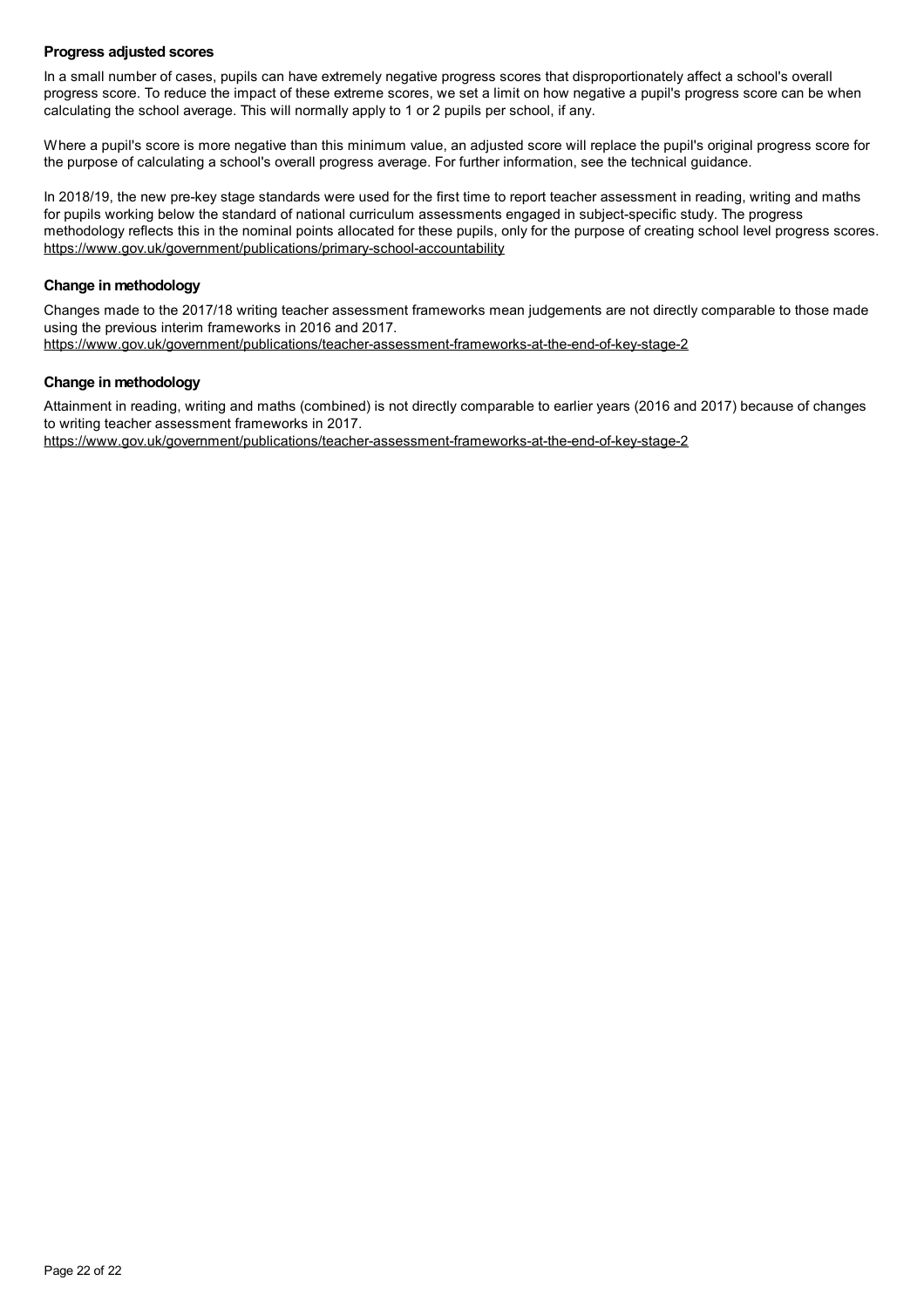### Progress adjusted scores

In a small number of cases, pupils can have extremely negative progress scores that disproportionately affect a school's overall progress score. To reduce the impact of these extreme scores, we set a limit on how negative a pupil's progress score can be when calculating the school average. This will normally apply to 1 or 2 pupils per school, if any.

Where a pupil's score is more negative than this minimum value, an adjusted score will replace the pupil's original progress score for the purpose of calculating a school's overall progress average. For further information, see the technical guidance.

In 2018/19, the new pre-key stage standards were used for the first time to report teacher assessment in reading, writing and maths for pupils working below the standard of national curriculum assessments engaged in subject-specific study. The progress methodology reflects this in the nominal points allocated for these pupils, only for the purpose of creating school level progress scores.
https://www.gov.uk/government/publications/primary-school-accountability

### Change in methodology

Changes made to the 2017/18 writing teacher assessment frameworks mean judgements are not directly comparable to those made using the previous interim frameworks in 2016 and 2017.
https://www.gov.uk/government/publications/teacher-assessment-frameworks-at-the-end-of-key-stage-2

### Change in methodology

Attainment in reading, writing and maths (combined) is not directly comparable to earlier years (2016 and 2017) because of changes to writing teacher assessment frameworks in 2017.
https://www.gov.uk/government/publications/teacher-assessment-frameworks-at-the-end-of-key-stage-2